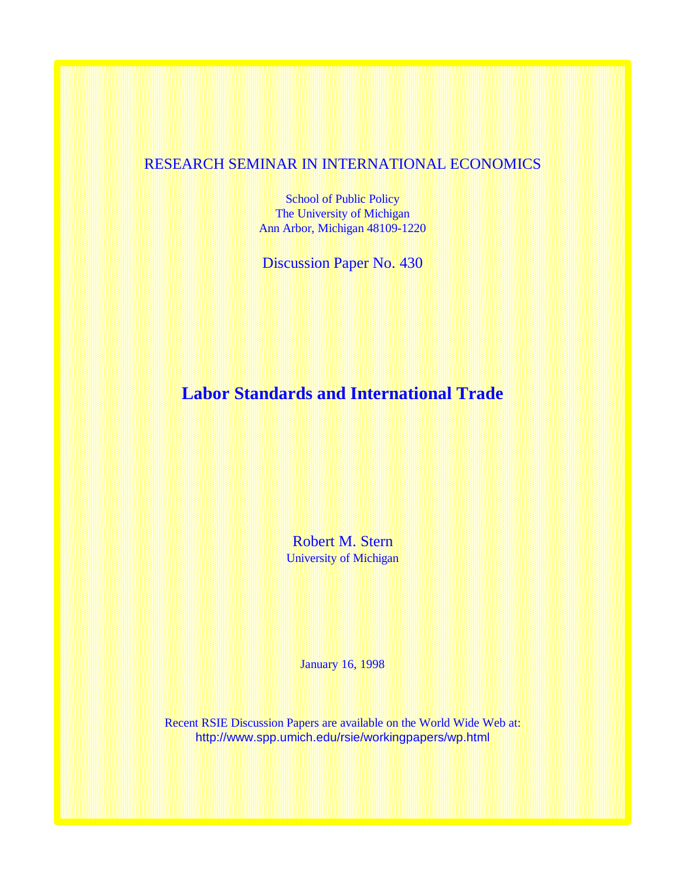RESEARCH SEMINAR IN INTERNATIONAL ECONOMICS

School of Public Policy
The University of Michigan
Ann Arbor, Michigan 48109-1220

Discussion Paper No. 430

# Labor Standards and International Trade

Robert M. Stern
University of Michigan

January 16, 1998

Recent RSIE Discussion Papers are available on the World Wide Web at:
http://www.spp.umich.edu/rsie/workingpapers/wp.html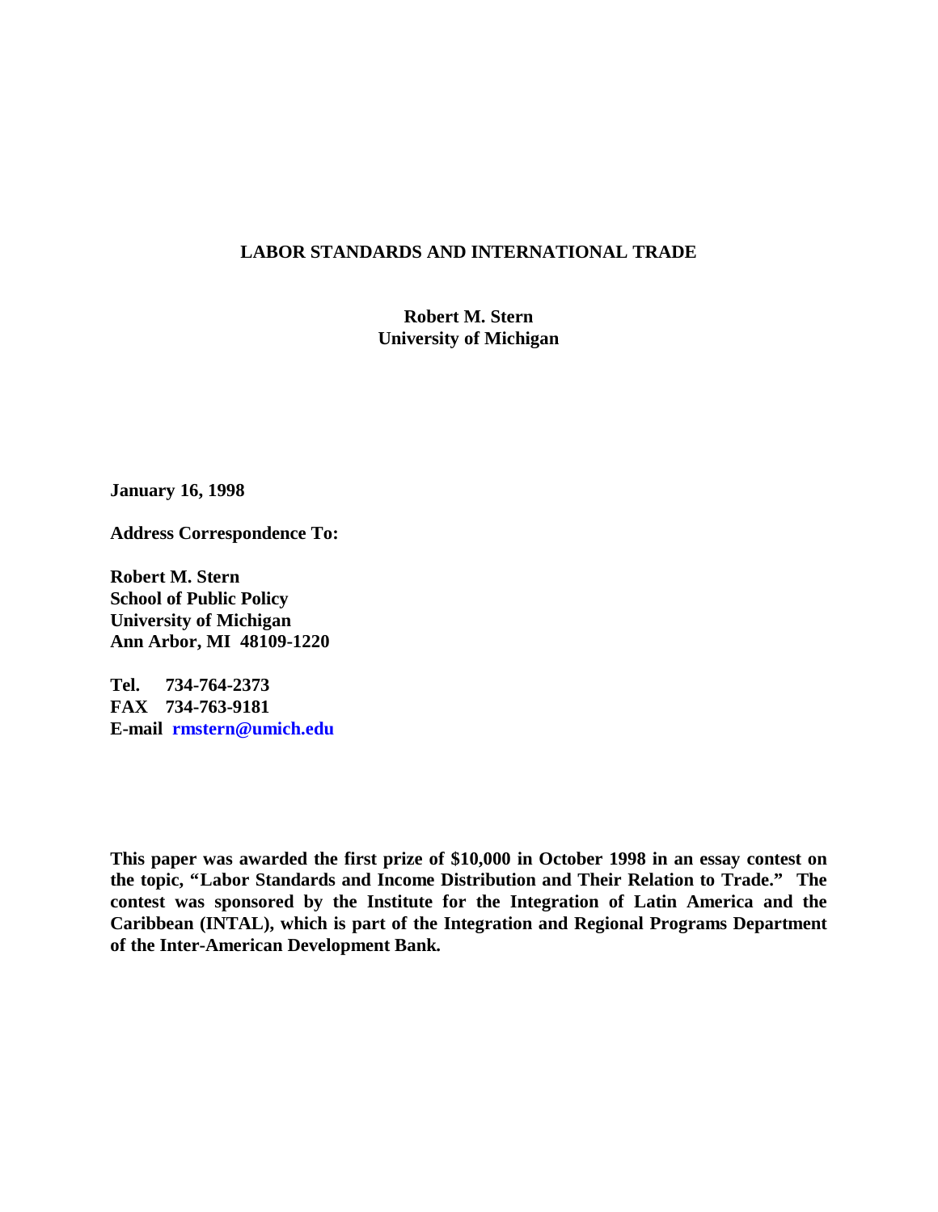# LABOR STANDARDS AND INTERNATIONAL TRADE

**Robert M. Stern**
**University of Michigan**

**January 16, 1998**

**Address Correspondence To:**

**Robert M. Stern**
**School of Public Policy**
**University of Michigan**
**Ann Arbor, MI 48109-1220**

**Tel. 734-764-2373**
**FAX 734-763-9181**
**E-mail rmstern@umich.edu**

**This paper was awarded the first prize of $10,000 in October 1998 in an essay contest on the topic, "Labor Standards and Income Distribution and Their Relation to Trade." The contest was sponsored by the Institute for the Integration of Latin America and the Caribbean (INTAL), which is part of the Integration and Regional Programs Department of the Inter-American Development Bank.**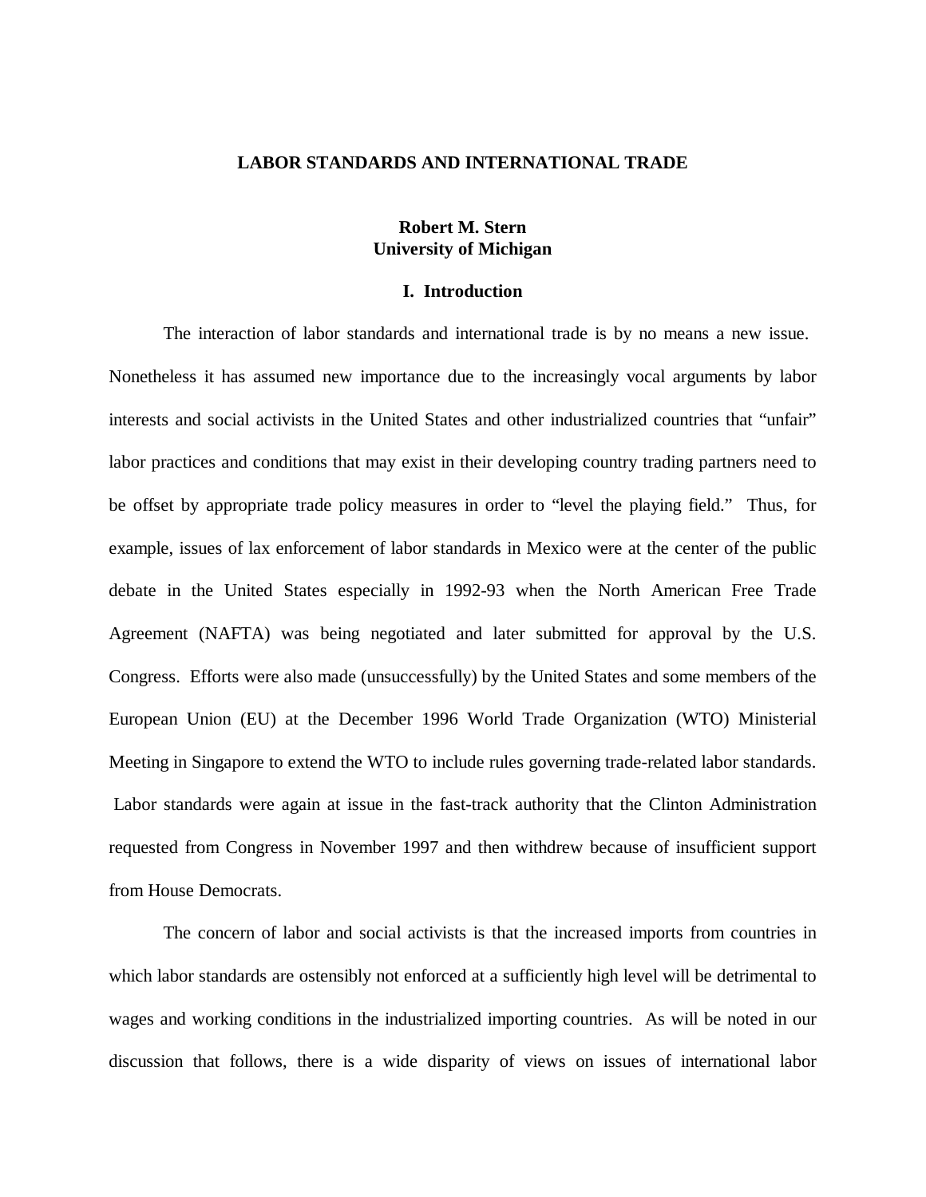# LABOR STANDARDS AND INTERNATIONAL TRADE

**Robert M. Stern**
**University of Michigan**

## I. Introduction

The interaction of labor standards and international trade is by no means a new issue. Nonetheless it has assumed new importance due to the increasingly vocal arguments by labor interests and social activists in the United States and other industrialized countries that "unfair" labor practices and conditions that may exist in their developing country trading partners need to be offset by appropriate trade policy measures in order to "level the playing field." Thus, for example, issues of lax enforcement of labor standards in Mexico were at the center of the public debate in the United States especially in 1992-93 when the North American Free Trade Agreement (NAFTA) was being negotiated and later submitted for approval by the U.S. Congress. Efforts were also made (unsuccessfully) by the United States and some members of the European Union (EU) at the December 1996 World Trade Organization (WTO) Ministerial Meeting in Singapore to extend the WTO to include rules governing trade-related labor standards. Labor standards were again at issue in the fast-track authority that the Clinton Administration requested from Congress in November 1997 and then withdrew because of insufficient support from House Democrats.

The concern of labor and social activists is that the increased imports from countries in which labor standards are ostensibly not enforced at a sufficiently high level will be detrimental to wages and working conditions in the industrialized importing countries. As will be noted in our discussion that follows, there is a wide disparity of views on issues of international labor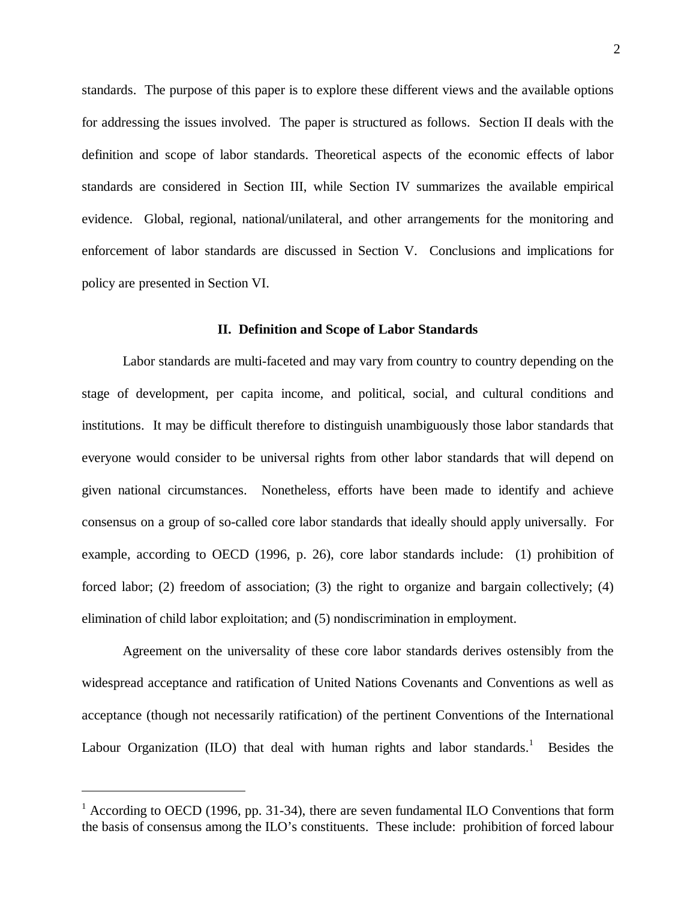standards. The purpose of this paper is to explore these different views and the available options for addressing the issues involved. The paper is structured as follows. Section II deals with the definition and scope of labor standards. Theoretical aspects of the economic effects of labor standards are considered in Section III, while Section IV summarizes the available empirical evidence. Global, regional, national/unilateral, and other arrangements for the monitoring and enforcement of labor standards are discussed in Section V. Conclusions and implications for policy are presented in Section VI.

## II. Definition and Scope of Labor Standards

Labor standards are multi-faceted and may vary from country to country depending on the stage of development, per capita income, and political, social, and cultural conditions and institutions. It may be difficult therefore to distinguish unambiguously those labor standards that everyone would consider to be universal rights from other labor standards that will depend on given national circumstances. Nonetheless, efforts have been made to identify and achieve consensus on a group of so-called core labor standards that ideally should apply universally. For example, according to OECD (1996, p. 26), core labor standards include: (1) prohibition of forced labor; (2) freedom of association; (3) the right to organize and bargain collectively; (4) elimination of child labor exploitation; and (5) nondiscrimination in employment.

Agreement on the universality of these core labor standards derives ostensibly from the widespread acceptance and ratification of United Nations Covenants and Conventions as well as acceptance (though not necessarily ratification) of the pertinent Conventions of the International Labour Organization (ILO) that deal with human rights and labor standards.[1] Besides the

---

[1] According to OECD (1996, pp. 31-34), there are seven fundamental ILO Conventions that form the basis of consensus among the ILO's constituents. These include: prohibition of forced labour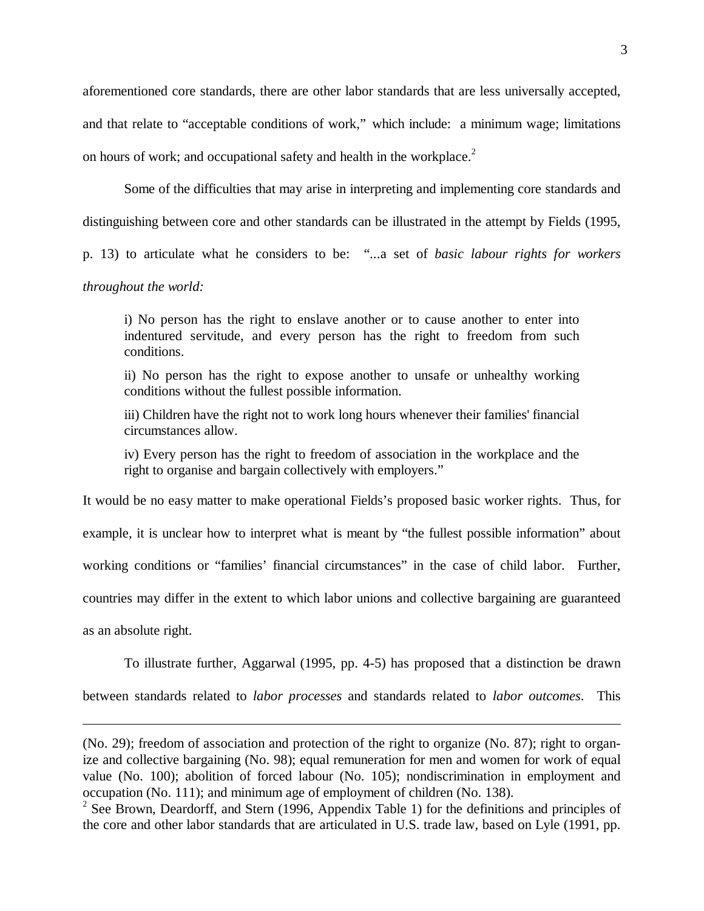aforementioned core standards, there are other labor standards that are less universally accepted, and that relate to "acceptable conditions of work," which include: a minimum wage; limitations on hours of work; and occupational safety and health in the workplace.[2]

Some of the difficulties that may arise in interpreting and implementing core standards and distinguishing between core and other standards can be illustrated in the attempt by Fields (1995, p. 13) to articulate what he considers to be: "...a set of *basic labour rights for workers throughout the world:*

> i) No person has the right to enslave another or to cause another to enter into indentured servitude, and every person has the right to freedom from such conditions.
>
> ii) No person has the right to expose another to unsafe or unhealthy working conditions without the fullest possible information.
>
> iii) Children have the right not to work long hours whenever their families' financial circumstances allow.
>
> iv) Every person has the right to freedom of association in the workplace and the right to organise and bargain collectively with employers."

It would be no easy matter to make operational Fields's proposed basic worker rights. Thus, for example, it is unclear how to interpret what is meant by "the fullest possible information" about working conditions or "families' financial circumstances" in the case of child labor. Further, countries may differ in the extent to which labor unions and collective bargaining are guaranteed as an absolute right.

To illustrate further, Aggarwal (1995, pp. 4-5) has proposed that a distinction be drawn between standards related to *labor processes* and standards related to *labor outcomes*. This

---

(No. 29); freedom of association and protection of the right to organize (No. 87); right to organize and collective bargaining (No. 98); equal remuneration for men and women for work of equal value (No. 100); abolition of forced labour (No. 105); nondiscrimination in employment and occupation (No. 111); and minimum age of employment of children (No. 138).

[2] See Brown, Deardorff, and Stern (1996, Appendix Table 1) for the definitions and principles of the core and other labor standards that are articulated in U.S. trade law, based on Lyle (1991, pp.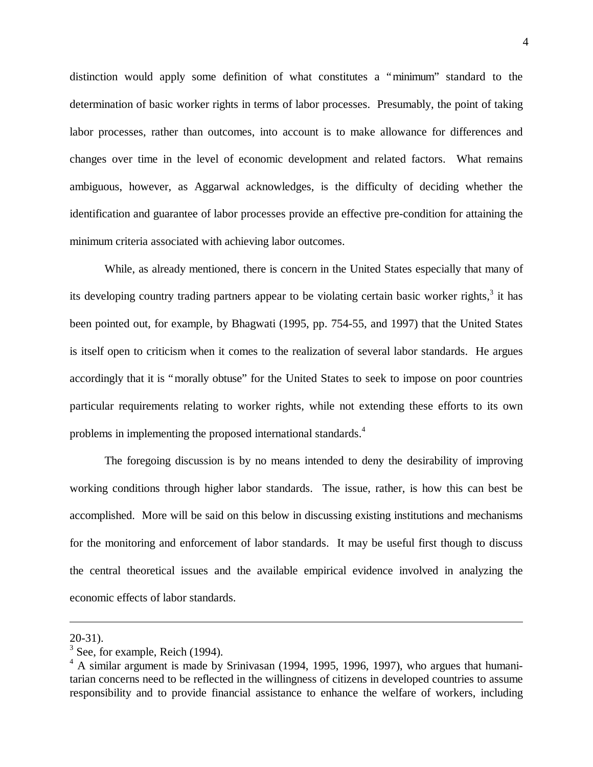distinction would apply some definition of what constitutes a "minimum" standard to the determination of basic worker rights in terms of labor processes. Presumably, the point of taking labor processes, rather than outcomes, into account is to make allowance for differences and changes over time in the level of economic development and related factors. What remains ambiguous, however, as Aggarwal acknowledges, is the difficulty of deciding whether the identification and guarantee of labor processes provide an effective pre-condition for attaining the minimum criteria associated with achieving labor outcomes.

While, as already mentioned, there is concern in the United States especially that many of its developing country trading partners appear to be violating certain basic worker rights,[3] it has been pointed out, for example, by Bhagwati (1995, pp. 754-55, and 1997) that the United States is itself open to criticism when it comes to the realization of several labor standards. He argues accordingly that it is "morally obtuse" for the United States to seek to impose on poor countries particular requirements relating to worker rights, while not extending these efforts to its own problems in implementing the proposed international standards.[4]

The foregoing discussion is by no means intended to deny the desirability of improving working conditions through higher labor standards. The issue, rather, is how this can best be accomplished. More will be said on this below in discussing existing institutions and mechanisms for the monitoring and enforcement of labor standards. It may be useful first though to discuss the central theoretical issues and the available empirical evidence involved in analyzing the economic effects of labor standards.

---

20-31).

[3] See, for example, Reich (1994).

[4] A similar argument is made by Srinivasan (1994, 1995, 1996, 1997), who argues that humanitarian concerns need to be reflected in the willingness of citizens in developed countries to assume responsibility and to provide financial assistance to enhance the welfare of workers, including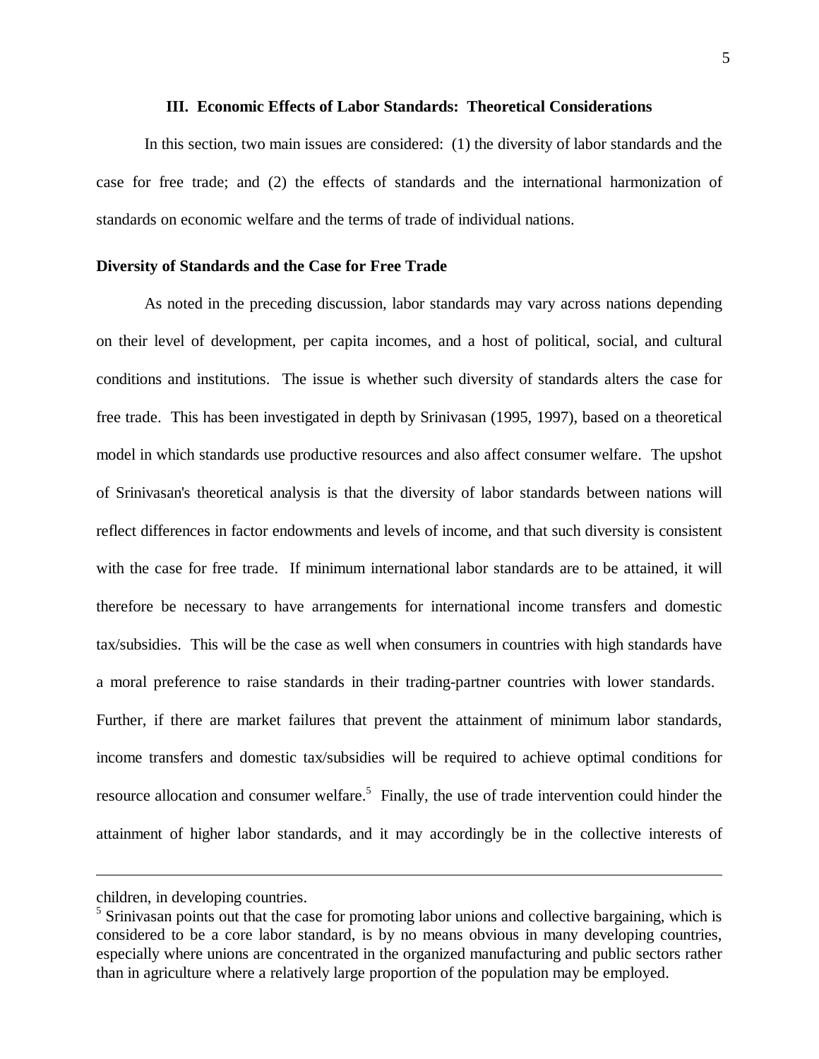## III. Economic Effects of Labor Standards: Theoretical Considerations

In this section, two main issues are considered: (1) the diversity of labor standards and the case for free trade; and (2) the effects of standards and the international harmonization of standards on economic welfare and the terms of trade of individual nations.

### Diversity of Standards and the Case for Free Trade

As noted in the preceding discussion, labor standards may vary across nations depending on their level of development, per capita incomes, and a host of political, social, and cultural conditions and institutions. The issue is whether such diversity of standards alters the case for free trade. This has been investigated in depth by Srinivasan (1995, 1997), based on a theoretical model in which standards use productive resources and also affect consumer welfare. The upshot of Srinivasan's theoretical analysis is that the diversity of labor standards between nations will reflect differences in factor endowments and levels of income, and that such diversity is consistent with the case for free trade. If minimum international labor standards are to be attained, it will therefore be necessary to have arrangements for international income transfers and domestic tax/subsidies. This will be the case as well when consumers in countries with high standards have a moral preference to raise standards in their trading-partner countries with lower standards. Further, if there are market failures that prevent the attainment of minimum labor standards, income transfers and domestic tax/subsidies will be required to achieve optimal conditions for resource allocation and consumer welfare.[5] Finally, the use of trade intervention could hinder the attainment of higher labor standards, and it may accordingly be in the collective interests of

---

children, in developing countries.

[5] Srinivasan points out that the case for promoting labor unions and collective bargaining, which is considered to be a core labor standard, is by no means obvious in many developing countries, especially where unions are concentrated in the organized manufacturing and public sectors rather than in agriculture where a relatively large proportion of the population may be employed.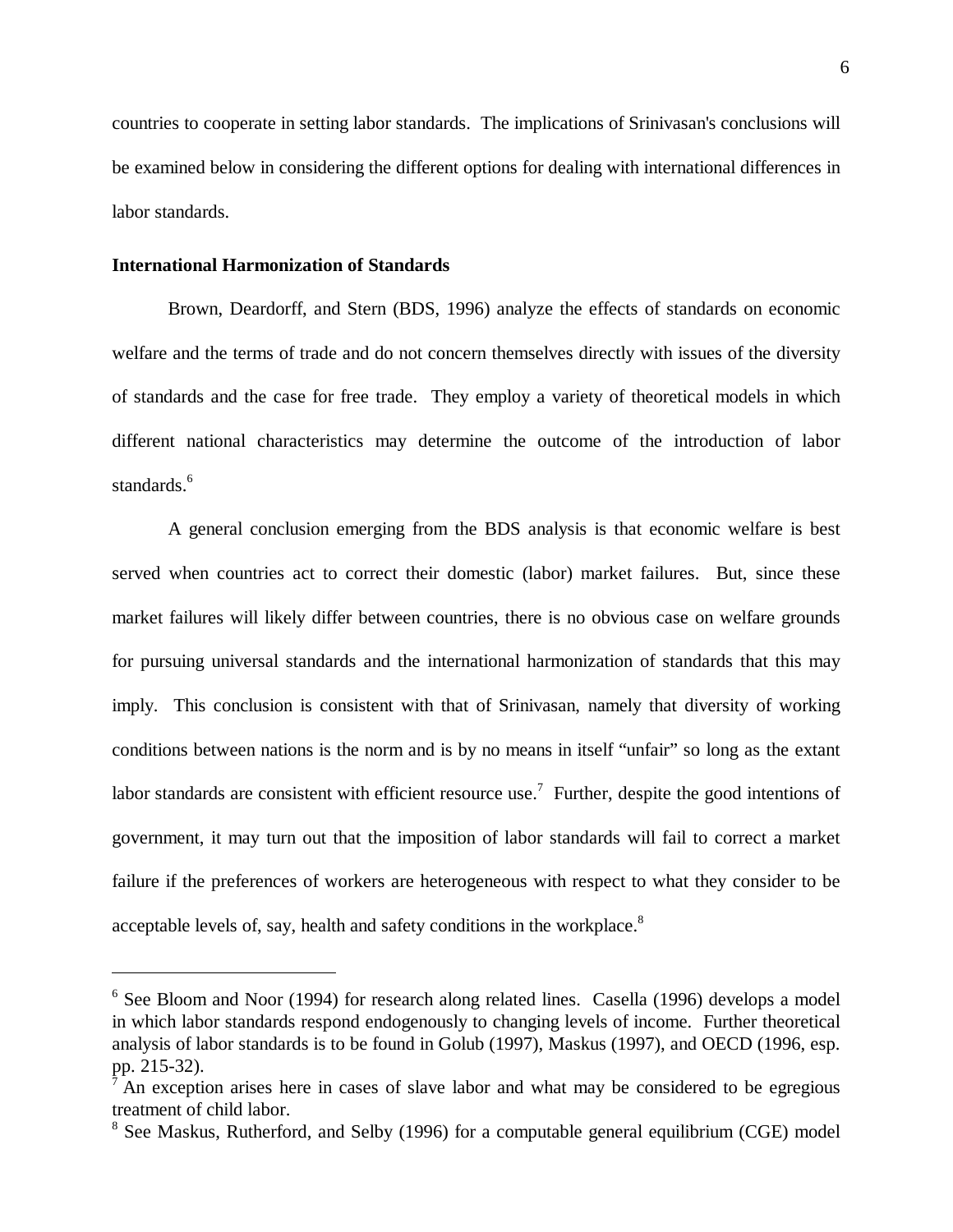countries to cooperate in setting labor standards. The implications of Srinivasan's conclusions will be examined below in considering the different options for dealing with international differences in labor standards.

**International Harmonization of Standards**

Brown, Deardorff, and Stern (BDS, 1996) analyze the effects of standards on economic welfare and the terms of trade and do not concern themselves directly with issues of the diversity of standards and the case for free trade. They employ a variety of theoretical models in which different national characteristics may determine the outcome of the introduction of labor standards.[6]

A general conclusion emerging from the BDS analysis is that economic welfare is best served when countries act to correct their domestic (labor) market failures. But, since these market failures will likely differ between countries, there is no obvious case on welfare grounds for pursuing universal standards and the international harmonization of standards that this may imply. This conclusion is consistent with that of Srinivasan, namely that diversity of working conditions between nations is the norm and is by no means in itself "unfair" so long as the extant labor standards are consistent with efficient resource use.[7] Further, despite the good intentions of government, it may turn out that the imposition of labor standards will fail to correct a market failure if the preferences of workers are heterogeneous with respect to what they consider to be acceptable levels of, say, health and safety conditions in the workplace.[8]

---

[6] See Bloom and Noor (1994) for research along related lines. Casella (1996) develops a model in which labor standards respond endogenously to changing levels of income. Further theoretical analysis of labor standards is to be found in Golub (1997), Maskus (1997), and OECD (1996, esp. pp. 215-32).

[7] An exception arises here in cases of slave labor and what may be considered to be egregious treatment of child labor.

[8] See Maskus, Rutherford, and Selby (1996) for a computable general equilibrium (CGE) model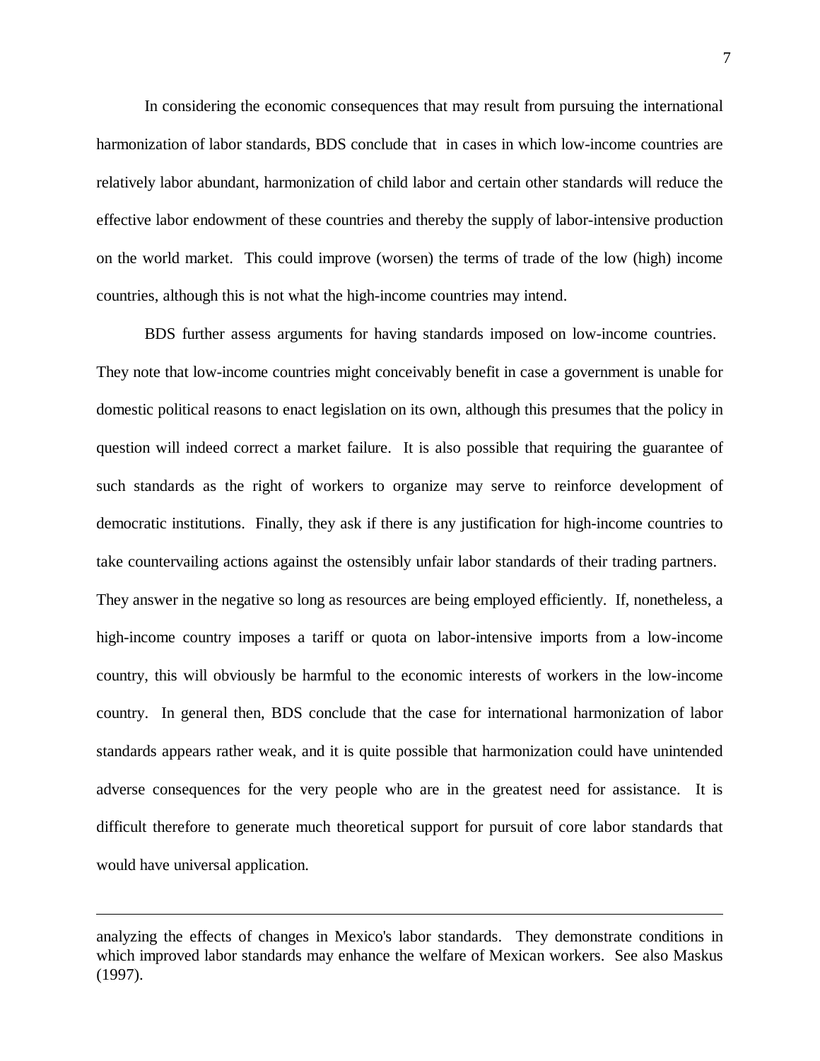In considering the economic consequences that may result from pursuing the international harmonization of labor standards, BDS conclude that in cases in which low-income countries are relatively labor abundant, harmonization of child labor and certain other standards will reduce the effective labor endowment of these countries and thereby the supply of labor-intensive production on the world market. This could improve (worsen) the terms of trade of the low (high) income countries, although this is not what the high-income countries may intend.

BDS further assess arguments for having standards imposed on low-income countries. They note that low-income countries might conceivably benefit in case a government is unable for domestic political reasons to enact legislation on its own, although this presumes that the policy in question will indeed correct a market failure. It is also possible that requiring the guarantee of such standards as the right of workers to organize may serve to reinforce development of democratic institutions. Finally, they ask if there is any justification for high-income countries to take countervailing actions against the ostensibly unfair labor standards of their trading partners. They answer in the negative so long as resources are being employed efficiently. If, nonetheless, a high-income country imposes a tariff or quota on labor-intensive imports from a low-income country, this will obviously be harmful to the economic interests of workers in the low-income country. In general then, BDS conclude that the case for international harmonization of labor standards appears rather weak, and it is quite possible that harmonization could have unintended adverse consequences for the very people who are in the greatest need for assistance. It is difficult therefore to generate much theoretical support for pursuit of core labor standards that would have universal application.

---

analyzing the effects of changes in Mexico's labor standards. They demonstrate conditions in which improved labor standards may enhance the welfare of Mexican workers. See also Maskus (1997).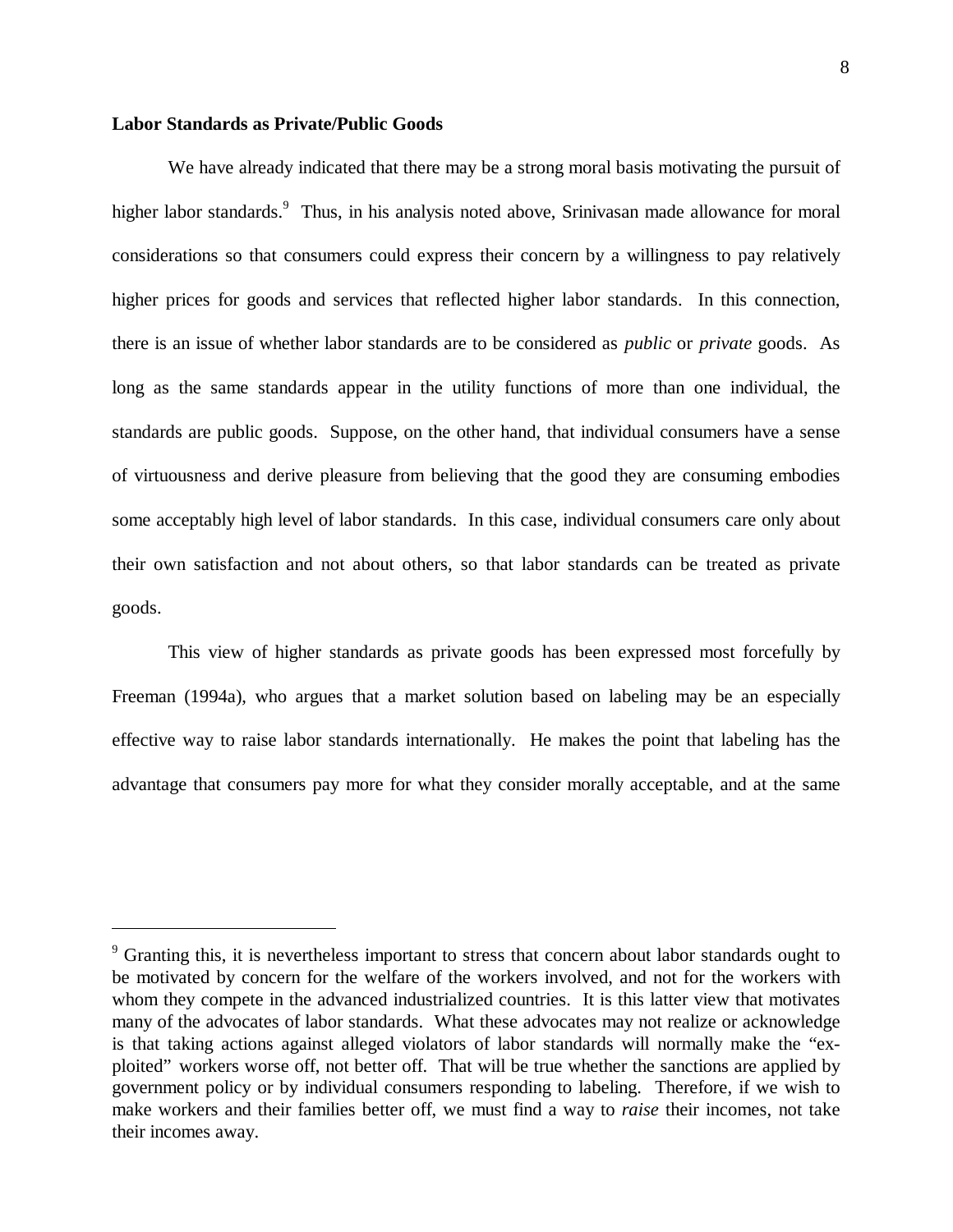## Labor Standards as Private/Public Goods

We have already indicated that there may be a strong moral basis motivating the pursuit of higher labor standards.[9] Thus, in his analysis noted above, Srinivasan made allowance for moral considerations so that consumers could express their concern by a willingness to pay relatively higher prices for goods and services that reflected higher labor standards. In this connection, there is an issue of whether labor standards are to be considered as *public* or *private* goods. As long as the same standards appear in the utility functions of more than one individual, the standards are public goods. Suppose, on the other hand, that individual consumers have a sense of virtuousness and derive pleasure from believing that the good they are consuming embodies some acceptably high level of labor standards. In this case, individual consumers care only about their own satisfaction and not about others, so that labor standards can be treated as private goods.

This view of higher standards as private goods has been expressed most forcefully by Freeman (1994a), who argues that a market solution based on labeling may be an especially effective way to raise labor standards internationally. He makes the point that labeling has the advantage that consumers pay more for what they consider morally acceptable, and at the same

---

[9] Granting this, it is nevertheless important to stress that concern about labor standards ought to be motivated by concern for the welfare of the workers involved, and not for the workers with whom they compete in the advanced industrialized countries. It is this latter view that motivates many of the advocates of labor standards. What these advocates may not realize or acknowledge is that taking actions against alleged violators of labor standards will normally make the "ex-ploited" workers worse off, not better off. That will be true whether the sanctions are applied by government policy or by individual consumers responding to labeling. Therefore, if we wish to make workers and their families better off, we must find a way to *raise* their incomes, not take their incomes away.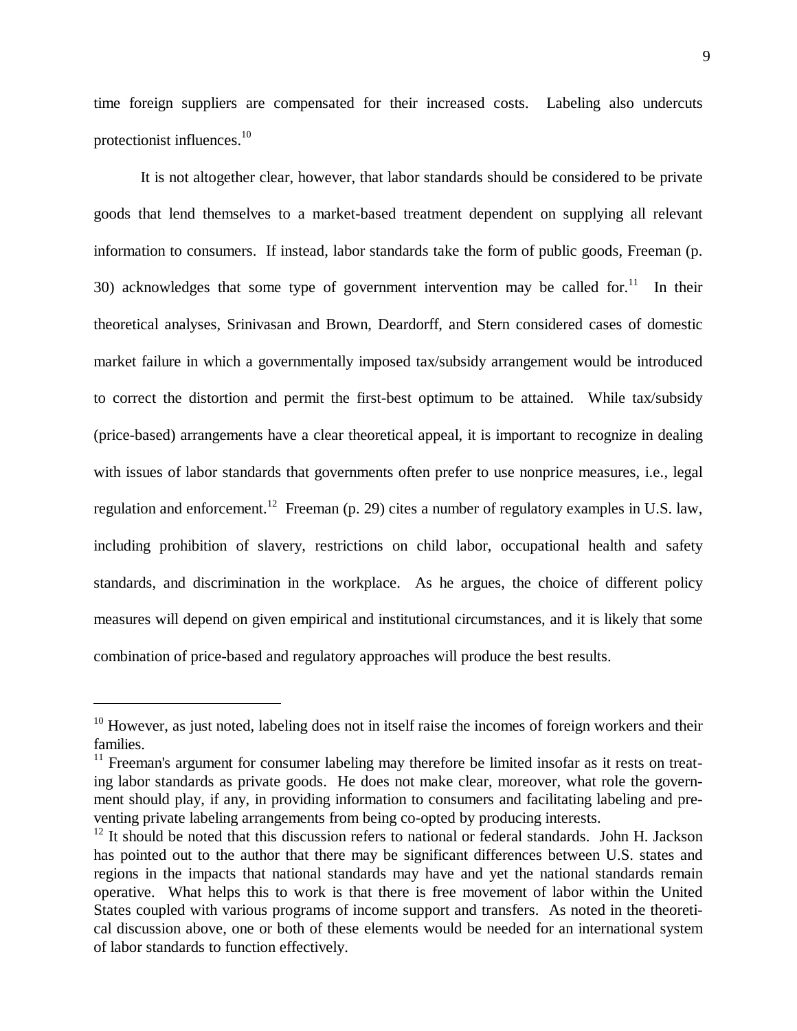time foreign suppliers are compensated for their increased costs. Labeling also undercuts protectionist influences.[10]

It is not altogether clear, however, that labor standards should be considered to be private goods that lend themselves to a market-based treatment dependent on supplying all relevant information to consumers. If instead, labor standards take the form of public goods, Freeman (p. 30) acknowledges that some type of government intervention may be called for.[11] In their theoretical analyses, Srinivasan and Brown, Deardorff, and Stern considered cases of domestic market failure in which a governmentally imposed tax/subsidy arrangement would be introduced to correct the distortion and permit the first-best optimum to be attained. While tax/subsidy (price-based) arrangements have a clear theoretical appeal, it is important to recognize in dealing with issues of labor standards that governments often prefer to use nonprice measures, i.e., legal regulation and enforcement.[12] Freeman (p. 29) cites a number of regulatory examples in U.S. law, including prohibition of slavery, restrictions on child labor, occupational health and safety standards, and discrimination in the workplace. As he argues, the choice of different policy measures will depend on given empirical and institutional circumstances, and it is likely that some combination of price-based and regulatory approaches will produce the best results.

---

[10] However, as just noted, labeling does not in itself raise the incomes of foreign workers and their families.

[11] Freeman's argument for consumer labeling may therefore be limited insofar as it rests on treating labor standards as private goods. He does not make clear, moreover, what role the government should play, if any, in providing information to consumers and facilitating labeling and preventing private labeling arrangements from being co-opted by producing interests.

[12] It should be noted that this discussion refers to national or federal standards. John H. Jackson has pointed out to the author that there may be significant differences between U.S. states and regions in the impacts that national standards may have and yet the national standards remain operative. What helps this to work is that there is free movement of labor within the United States coupled with various programs of income support and transfers. As noted in the theoretical discussion above, one or both of these elements would be needed for an international system of labor standards to function effectively.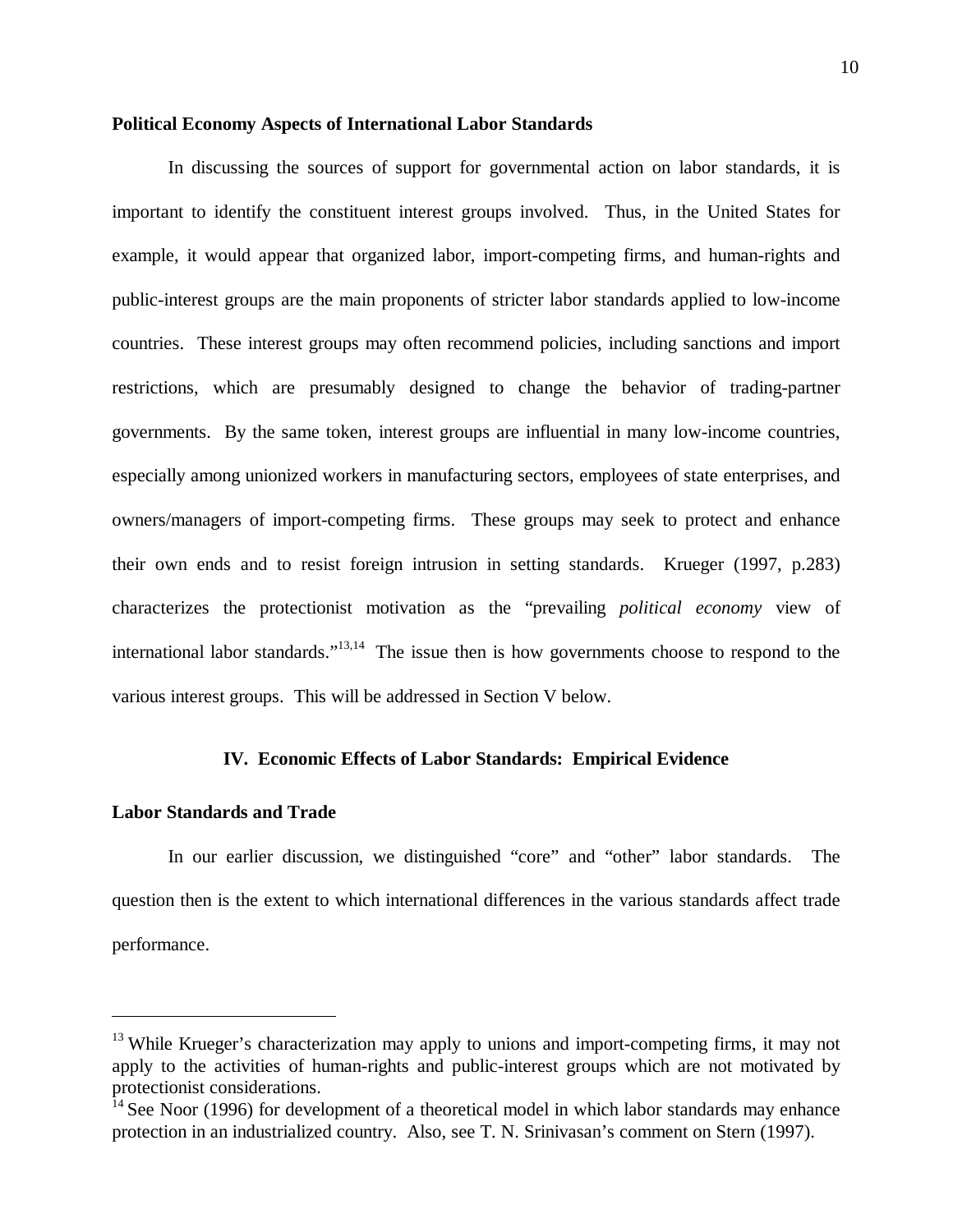**Political Economy Aspects of International Labor Standards**

In discussing the sources of support for governmental action on labor standards, it is important to identify the constituent interest groups involved. Thus, in the United States for example, it would appear that organized labor, import-competing firms, and human-rights and public-interest groups are the main proponents of stricter labor standards applied to low-income countries. These interest groups may often recommend policies, including sanctions and import restrictions, which are presumably designed to change the behavior of trading-partner governments. By the same token, interest groups are influential in many low-income countries, especially among unionized workers in manufacturing sectors, employees of state enterprises, and owners/managers of import-competing firms. These groups may seek to protect and enhance their own ends and to resist foreign intrusion in setting standards. Krueger (1997, p.283) characterizes the protectionist motivation as the "prevailing *political economy* view of international labor standards."[13,14] The issue then is how governments choose to respond to the various interest groups. This will be addressed in Section V below.

## IV. Economic Effects of Labor Standards: Empirical Evidence

**Labor Standards and Trade**

In our earlier discussion, we distinguished "core" and "other" labor standards. The question then is the extent to which international differences in the various standards affect trade performance.

---

[13] While Krueger's characterization may apply to unions and import-competing firms, it may not apply to the activities of human-rights and public-interest groups which are not motivated by protectionist considerations.

[14] See Noor (1996) for development of a theoretical model in which labor standards may enhance protection in an industrialized country. Also, see T. N. Srinivasan's comment on Stern (1997).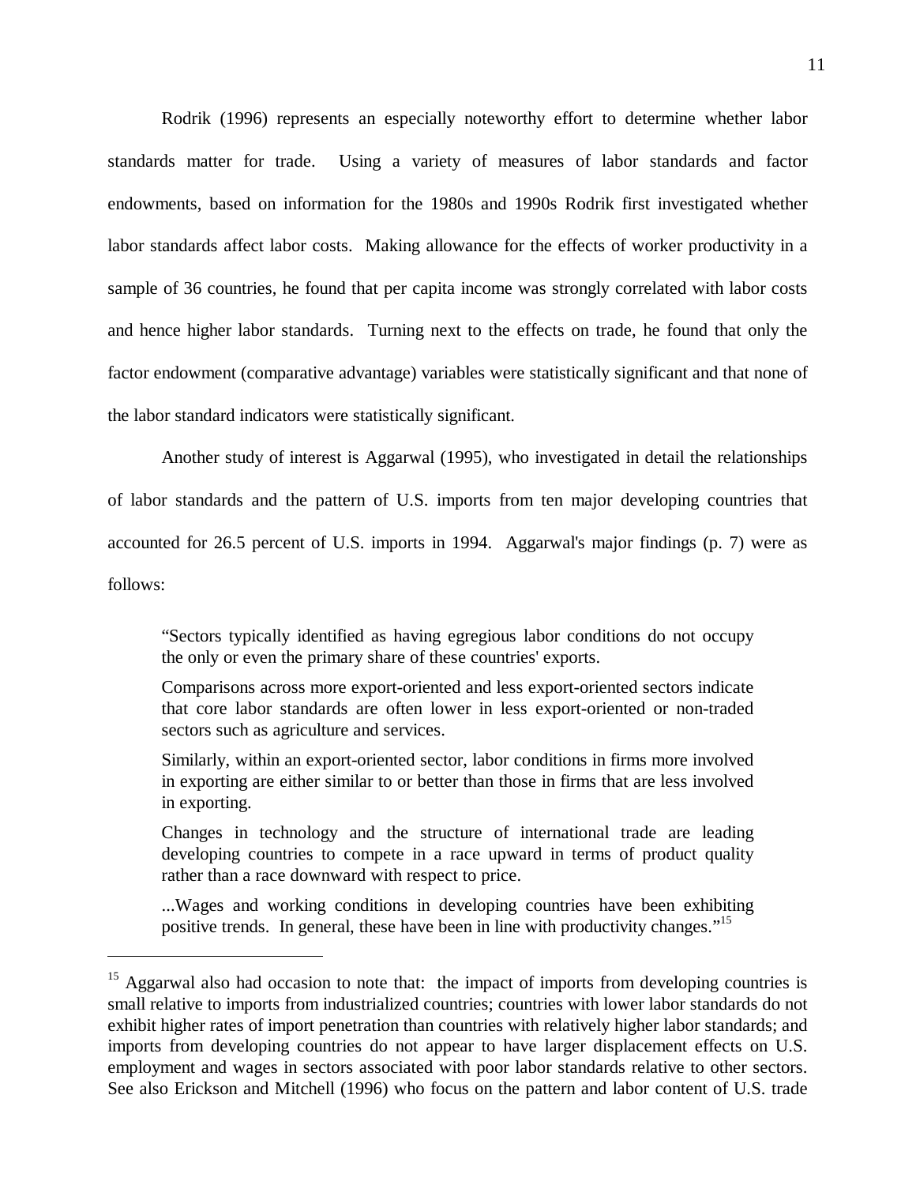Rodrik (1996) represents an especially noteworthy effort to determine whether labor standards matter for trade. Using a variety of measures of labor standards and factor endowments, based on information for the 1980s and 1990s Rodrik first investigated whether labor standards affect labor costs. Making allowance for the effects of worker productivity in a sample of 36 countries, he found that per capita income was strongly correlated with labor costs and hence higher labor standards. Turning next to the effects on trade, he found that only the factor endowment (comparative advantage) variables were statistically significant and that none of the labor standard indicators were statistically significant.

Another study of interest is Aggarwal (1995), who investigated in detail the relationships of labor standards and the pattern of U.S. imports from ten major developing countries that accounted for 26.5 percent of U.S. imports in 1994. Aggarwal's major findings (p. 7) were as follows:

> "Sectors typically identified as having egregious labor conditions do not occupy the only or even the primary share of these countries' exports.
>
> Comparisons across more export-oriented and less export-oriented sectors indicate that core labor standards are often lower in less export-oriented or non-traded sectors such as agriculture and services.
>
> Similarly, within an export-oriented sector, labor conditions in firms more involved in exporting are either similar to or better than those in firms that are less involved in exporting.
>
> Changes in technology and the structure of international trade are leading developing countries to compete in a race upward in terms of product quality rather than a race downward with respect to price.
>
> ...Wages and working conditions in developing countries have been exhibiting positive trends. In general, these have been in line with productivity changes."[15]

---

[15] Aggarwal also had occasion to note that: the impact of imports from developing countries is small relative to imports from industrialized countries; countries with lower labor standards do not exhibit higher rates of import penetration than countries with relatively higher labor standards; and imports from developing countries do not appear to have larger displacement effects on U.S. employment and wages in sectors associated with poor labor standards relative to other sectors. See also Erickson and Mitchell (1996) who focus on the pattern and labor content of U.S. trade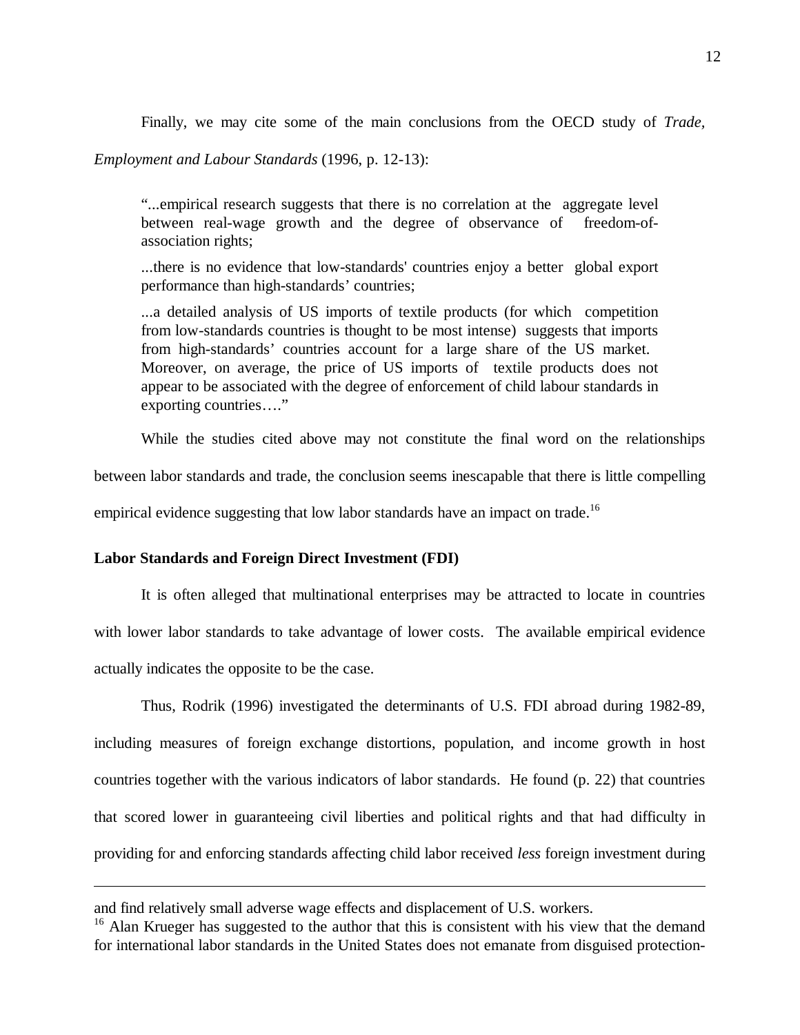Finally, we may cite some of the main conclusions from the OECD study of *Trade, Employment and Labour Standards* (1996, p. 12-13):

> "...empirical research suggests that there is no correlation at the aggregate level between real-wage growth and the degree of observance of freedom-of-association rights;
>
> ...there is no evidence that low-standards' countries enjoy a better global export performance than high-standards' countries;
>
> ...a detailed analysis of US imports of textile products (for which competition from low-standards countries is thought to be most intense) suggests that imports from high-standards' countries account for a large share of the US market. Moreover, on average, the price of US imports of textile products does not appear to be associated with the degree of enforcement of child labour standards in exporting countries…."

While the studies cited above may not constitute the final word on the relationships between labor standards and trade, the conclusion seems inescapable that there is little compelling empirical evidence suggesting that low labor standards have an impact on trade.[16]

**Labor Standards and Foreign Direct Investment (FDI)**

It is often alleged that multinational enterprises may be attracted to locate in countries with lower labor standards to take advantage of lower costs. The available empirical evidence actually indicates the opposite to be the case.

Thus, Rodrik (1996) investigated the determinants of U.S. FDI abroad during 1982-89, including measures of foreign exchange distortions, population, and income growth in host countries together with the various indicators of labor standards. He found (p. 22) that countries that scored lower in guaranteeing civil liberties and political rights and that had difficulty in providing for and enforcing standards affecting child labor received *less* foreign investment during

---

and find relatively small adverse wage effects and displacement of U.S. workers.

[16] Alan Krueger has suggested to the author that this is consistent with his view that the demand for international labor standards in the United States does not emanate from disguised protection-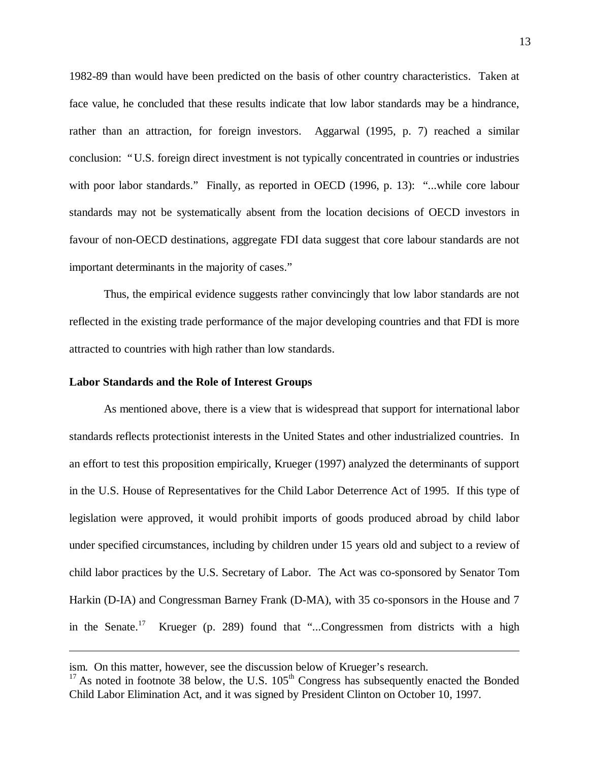1982-89 than would have been predicted on the basis of other country characteristics. Taken at face value, he concluded that these results indicate that low labor standards may be a hindrance, rather than an attraction, for foreign investors. Aggarwal (1995, p. 7) reached a similar conclusion: "U.S. foreign direct investment is not typically concentrated in countries or industries with poor labor standards." Finally, as reported in OECD (1996, p. 13): "...while core labour standards may not be systematically absent from the location decisions of OECD investors in favour of non-OECD destinations, aggregate FDI data suggest that core labour standards are not important determinants in the majority of cases."

Thus, the empirical evidence suggests rather convincingly that low labor standards are not reflected in the existing trade performance of the major developing countries and that FDI is more attracted to countries with high rather than low standards.

**Labor Standards and the Role of Interest Groups**

As mentioned above, there is a view that is widespread that support for international labor standards reflects protectionist interests in the United States and other industrialized countries. In an effort to test this proposition empirically, Krueger (1997) analyzed the determinants of support in the U.S. House of Representatives for the Child Labor Deterrence Act of 1995. If this type of legislation were approved, it would prohibit imports of goods produced abroad by child labor under specified circumstances, including by children under 15 years old and subject to a review of child labor practices by the U.S. Secretary of Labor. The Act was co-sponsored by Senator Tom Harkin (D-IA) and Congressman Barney Frank (D-MA), with 35 co-sponsors in the House and 7 in the Senate.[17] Krueger (p. 289) found that "...Congressmen from districts with a high

---

ism. On this matter, however, see the discussion below of Krueger's research.

[17] As noted in footnote 38 below, the U.S. 105th Congress has subsequently enacted the Bonded Child Labor Elimination Act, and it was signed by President Clinton on October 10, 1997.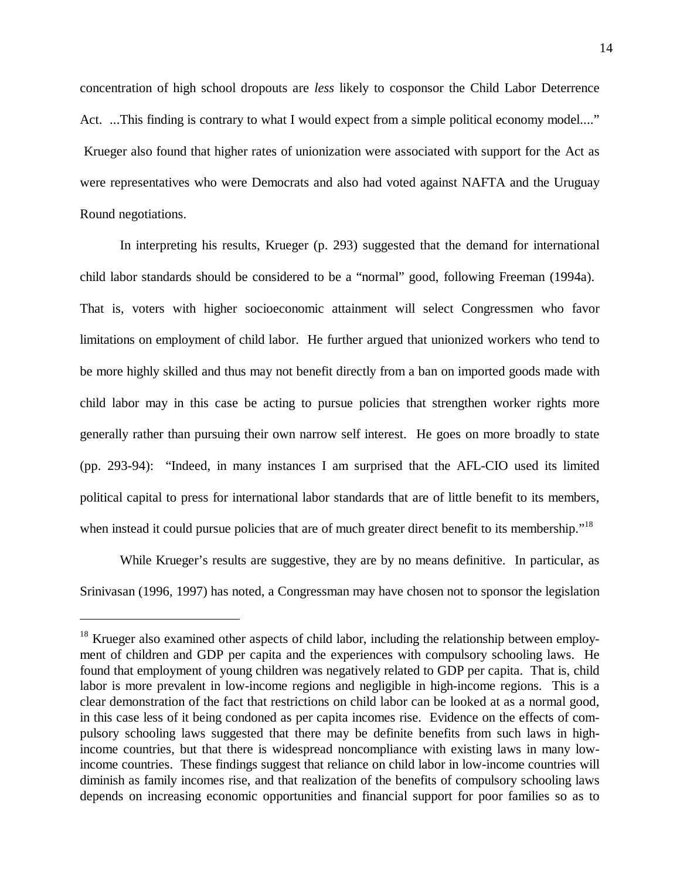concentration of high school dropouts are *less* likely to cosponsor the Child Labor Deterrence Act. ...This finding is contrary to what I would expect from a simple political economy model...." Krueger also found that higher rates of unionization were associated with support for the Act as were representatives who were Democrats and also had voted against NAFTA and the Uruguay Round negotiations.

In interpreting his results, Krueger (p. 293) suggested that the demand for international child labor standards should be considered to be a "normal" good, following Freeman (1994a). That is, voters with higher socioeconomic attainment will select Congressmen who favor limitations on employment of child labor. He further argued that unionized workers who tend to be more highly skilled and thus may not benefit directly from a ban on imported goods made with child labor may in this case be acting to pursue policies that strengthen worker rights more generally rather than pursuing their own narrow self interest. He goes on more broadly to state (pp. 293-94): "Indeed, in many instances I am surprised that the AFL-CIO used its limited political capital to press for international labor standards that are of little benefit to its members, when instead it could pursue policies that are of much greater direct benefit to its membership."[18]

While Krueger's results are suggestive, they are by no means definitive. In particular, as Srinivasan (1996, 1997) has noted, a Congressman may have chosen not to sponsor the legislation

---

[18] Krueger also examined other aspects of child labor, including the relationship between employment of children and GDP per capita and the experiences with compulsory schooling laws. He found that employment of young children was negatively related to GDP per capita. That is, child labor is more prevalent in low-income regions and negligible in high-income regions. This is a clear demonstration of the fact that restrictions on child labor can be looked at as a normal good, in this case less of it being condoned as per capita incomes rise. Evidence on the effects of compulsory schooling laws suggested that there may be definite benefits from such laws in high-income countries, but that there is widespread noncompliance with existing laws in many low-income countries. These findings suggest that reliance on child labor in low-income countries will diminish as family incomes rise, and that realization of the benefits of compulsory schooling laws depends on increasing economic opportunities and financial support for poor families so as to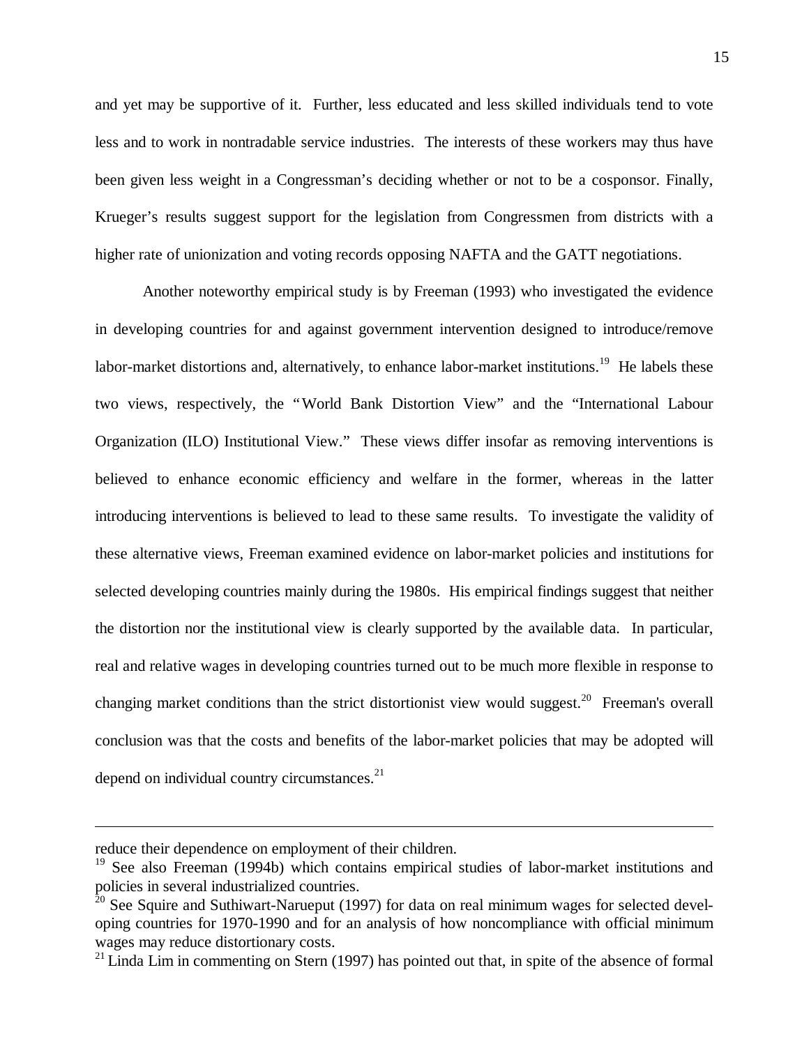and yet may be supportive of it. Further, less educated and less skilled individuals tend to vote less and to work in nontradable service industries. The interests of these workers may thus have been given less weight in a Congressman's deciding whether or not to be a cosponsor. Finally, Krueger's results suggest support for the legislation from Congressmen from districts with a higher rate of unionization and voting records opposing NAFTA and the GATT negotiations.

Another noteworthy empirical study is by Freeman (1993) who investigated the evidence in developing countries for and against government intervention designed to introduce/remove labor-market distortions and, alternatively, to enhance labor-market institutions.[19] He labels these two views, respectively, the "World Bank Distortion View" and the "International Labour Organization (ILO) Institutional View." These views differ insofar as removing interventions is believed to enhance economic efficiency and welfare in the former, whereas in the latter introducing interventions is believed to lead to these same results. To investigate the validity of these alternative views, Freeman examined evidence on labor-market policies and institutions for selected developing countries mainly during the 1980s. His empirical findings suggest that neither the distortion nor the institutional view is clearly supported by the available data. In particular, real and relative wages in developing countries turned out to be much more flexible in response to changing market conditions than the strict distortionist view would suggest.[20] Freeman's overall conclusion was that the costs and benefits of the labor-market policies that may be adopted will depend on individual country circumstances.[21]

---

reduce their dependence on employment of their children.

[19] See also Freeman (1994b) which contains empirical studies of labor-market institutions and policies in several industrialized countries.

[20] See Squire and Suthiwart-Narueput (1997) for data on real minimum wages for selected developing countries for 1970-1990 and for an analysis of how noncompliance with official minimum wages may reduce distortionary costs.

[21] Linda Lim in commenting on Stern (1997) has pointed out that, in spite of the absence of formal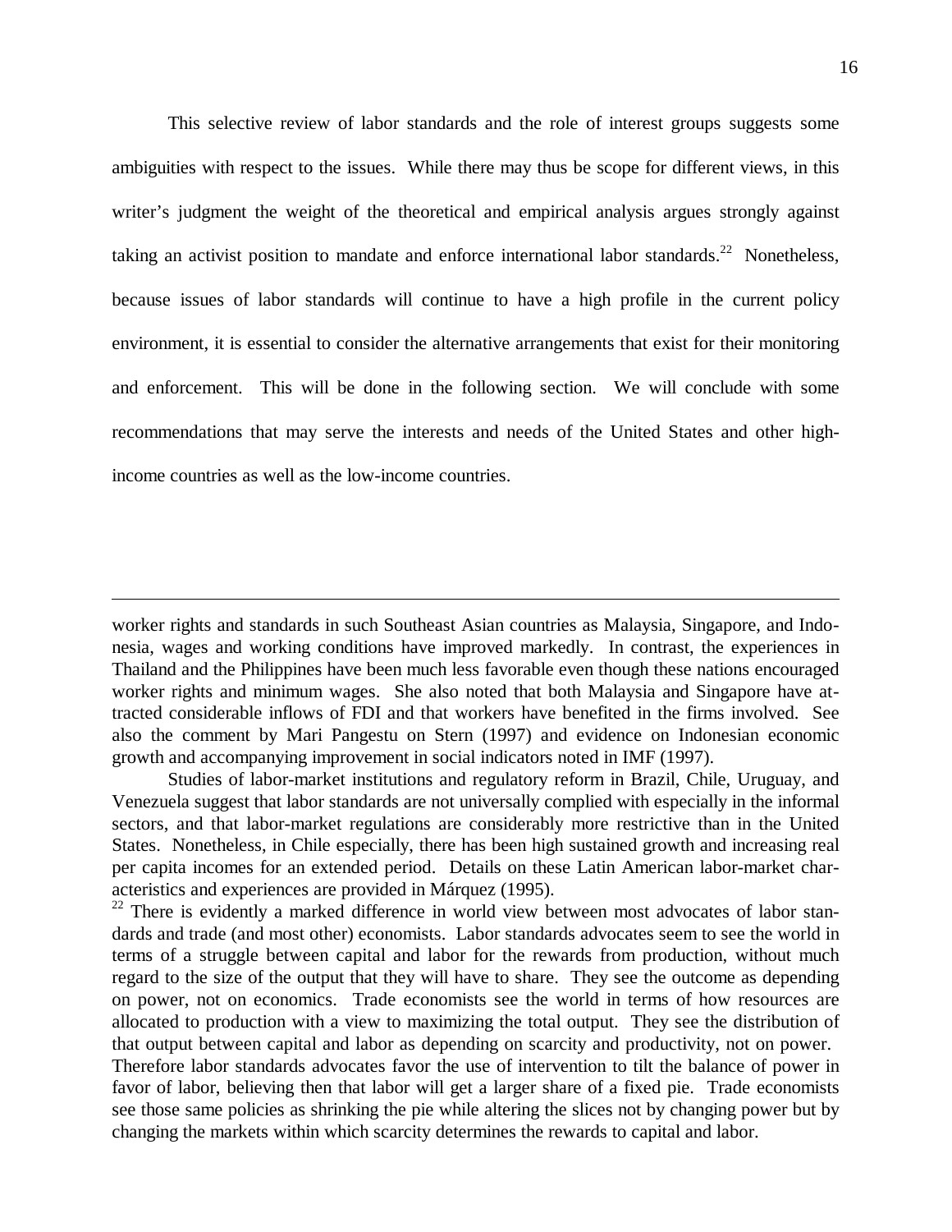This selective review of labor standards and the role of interest groups suggests some ambiguities with respect to the issues. While there may thus be scope for different views, in this writer's judgment the weight of the theoretical and empirical analysis argues strongly against taking an activist position to mandate and enforce international labor standards.[22] Nonetheless, because issues of labor standards will continue to have a high profile in the current policy environment, it is essential to consider the alternative arrangements that exist for their monitoring and enforcement. This will be done in the following section. We will conclude with some recommendations that may serve the interests and needs of the United States and other high-income countries as well as the low-income countries.

---

worker rights and standards in such Southeast Asian countries as Malaysia, Singapore, and Indonesia, wages and working conditions have improved markedly. In contrast, the experiences in Thailand and the Philippines have been much less favorable even though these nations encouraged worker rights and minimum wages. She also noted that both Malaysia and Singapore have attracted considerable inflows of FDI and that workers have benefited in the firms involved. See also the comment by Mari Pangestu on Stern (1997) and evidence on Indonesian economic growth and accompanying improvement in social indicators noted in IMF (1997).

Studies of labor-market institutions and regulatory reform in Brazil, Chile, Uruguay, and Venezuela suggest that labor standards are not universally complied with especially in the informal sectors, and that labor-market regulations are considerably more restrictive than in the United States. Nonetheless, in Chile especially, there has been high sustained growth and increasing real per capita incomes for an extended period. Details on these Latin American labor-market characteristics and experiences are provided in Márquez (1995).

[22] There is evidently a marked difference in world view between most advocates of labor standards and trade (and most other) economists. Labor standards advocates seem to see the world in terms of a struggle between capital and labor for the rewards from production, without much regard to the size of the output that they will have to share. They see the outcome as depending on power, not on economics. Trade economists see the world in terms of how resources are allocated to production with a view to maximizing the total output. They see the distribution of that output between capital and labor as depending on scarcity and productivity, not on power. Therefore labor standards advocates favor the use of intervention to tilt the balance of power in favor of labor, believing then that labor will get a larger share of a fixed pie. Trade economists see those same policies as shrinking the pie while altering the slices not by changing power but by changing the markets within which scarcity determines the rewards to capital and labor.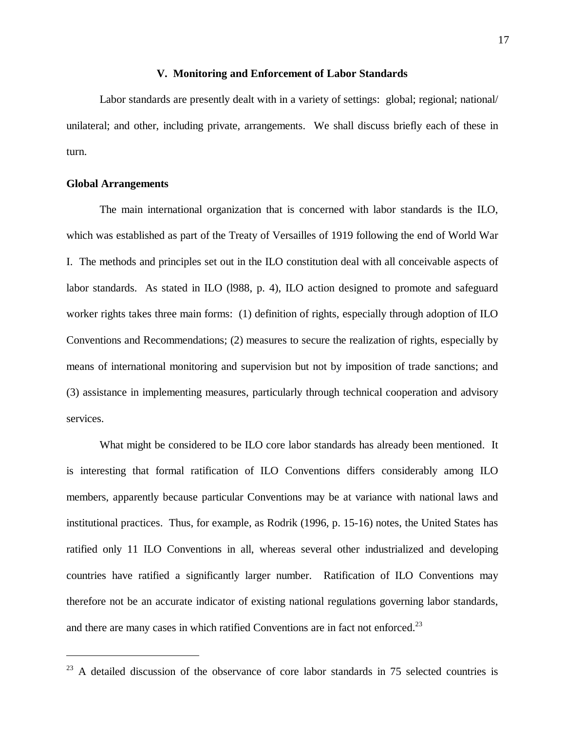## V. Monitoring and Enforcement of Labor Standards

Labor standards are presently dealt with in a variety of settings: global; regional; national/ unilateral; and other, including private, arrangements. We shall discuss briefly each of these in turn.

### Global Arrangements

The main international organization that is concerned with labor standards is the ILO, which was established as part of the Treaty of Versailles of 1919 following the end of World War I. The methods and principles set out in the ILO constitution deal with all conceivable aspects of labor standards. As stated in ILO (l988, p. 4), ILO action designed to promote and safeguard worker rights takes three main forms: (1) definition of rights, especially through adoption of ILO Conventions and Recommendations; (2) measures to secure the realization of rights, especially by means of international monitoring and supervision but not by imposition of trade sanctions; and (3) assistance in implementing measures, particularly through technical cooperation and advisory services.

What might be considered to be ILO core labor standards has already been mentioned. It is interesting that formal ratification of ILO Conventions differs considerably among ILO members, apparently because particular Conventions may be at variance with national laws and institutional practices. Thus, for example, as Rodrik (1996, p. 15-16) notes, the United States has ratified only 11 ILO Conventions in all, whereas several other industrialized and developing countries have ratified a significantly larger number. Ratification of ILO Conventions may therefore not be an accurate indicator of existing national regulations governing labor standards, and there are many cases in which ratified Conventions are in fact not enforced.[23]

---

[23] A detailed discussion of the observance of core labor standards in 75 selected countries is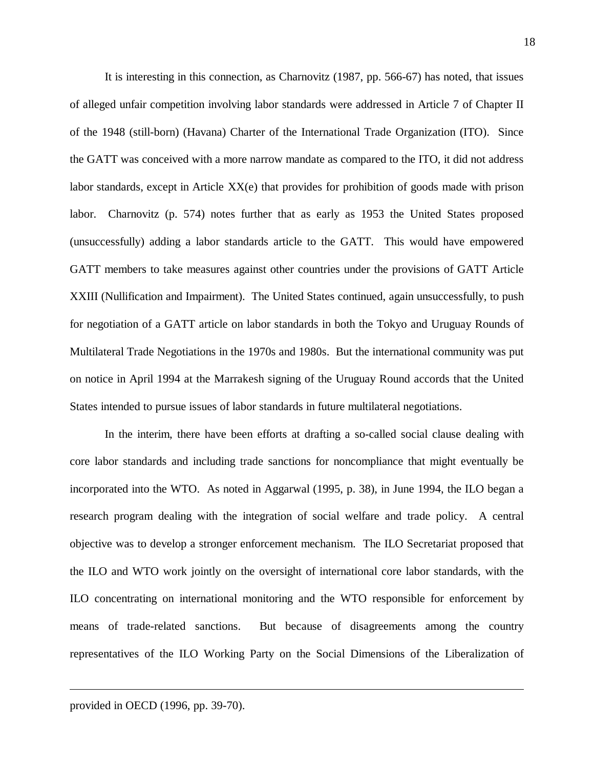It is interesting in this connection, as Charnovitz (1987, pp. 566-67) has noted, that issues of alleged unfair competition involving labor standards were addressed in Article 7 of Chapter II of the 1948 (still-born) (Havana) Charter of the International Trade Organization (ITO). Since the GATT was conceived with a more narrow mandate as compared to the ITO, it did not address labor standards, except in Article XX(e) that provides for prohibition of goods made with prison labor. Charnovitz (p. 574) notes further that as early as 1953 the United States proposed (unsuccessfully) adding a labor standards article to the GATT. This would have empowered GATT members to take measures against other countries under the provisions of GATT Article XXIII (Nullification and Impairment). The United States continued, again unsuccessfully, to push for negotiation of a GATT article on labor standards in both the Tokyo and Uruguay Rounds of Multilateral Trade Negotiations in the 1970s and 1980s. But the international community was put on notice in April 1994 at the Marrakesh signing of the Uruguay Round accords that the United States intended to pursue issues of labor standards in future multilateral negotiations.

In the interim, there have been efforts at drafting a so-called social clause dealing with core labor standards and including trade sanctions for noncompliance that might eventually be incorporated into the WTO. As noted in Aggarwal (1995, p. 38), in June 1994, the ILO began a research program dealing with the integration of social welfare and trade policy. A central objective was to develop a stronger enforcement mechanism. The ILO Secretariat proposed that the ILO and WTO work jointly on the oversight of international core labor standards, with the ILO concentrating on international monitoring and the WTO responsible for enforcement by means of trade-related sanctions. But because of disagreements among the country representatives of the ILO Working Party on the Social Dimensions of the Liberalization of

---

provided in OECD (1996, pp. 39-70).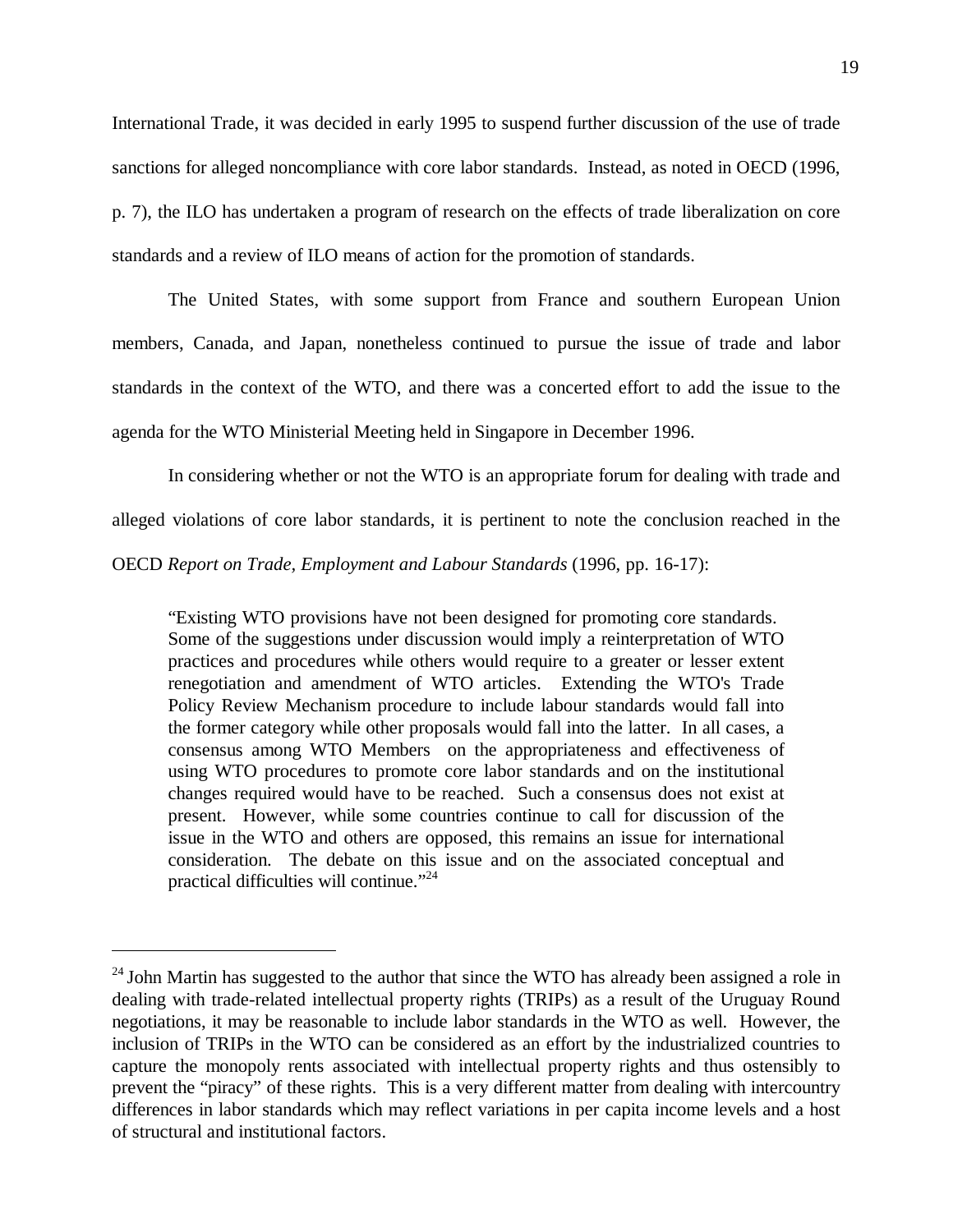International Trade, it was decided in early 1995 to suspend further discussion of the use of trade sanctions for alleged noncompliance with core labor standards. Instead, as noted in OECD (1996, p. 7), the ILO has undertaken a program of research on the effects of trade liberalization on core standards and a review of ILO means of action for the promotion of standards.

The United States, with some support from France and southern European Union members, Canada, and Japan, nonetheless continued to pursue the issue of trade and labor standards in the context of the WTO, and there was a concerted effort to add the issue to the agenda for the WTO Ministerial Meeting held in Singapore in December 1996.

In considering whether or not the WTO is an appropriate forum for dealing with trade and alleged violations of core labor standards, it is pertinent to note the conclusion reached in the OECD *Report on Trade, Employment and Labour Standards* (1996, pp. 16-17):

> "Existing WTO provisions have not been designed for promoting core standards. Some of the suggestions under discussion would imply a reinterpretation of WTO practices and procedures while others would require to a greater or lesser extent renegotiation and amendment of WTO articles. Extending the WTO's Trade Policy Review Mechanism procedure to include labour standards would fall into the former category while other proposals would fall into the latter. In all cases, a consensus among WTO Members on the appropriateness and effectiveness of using WTO procedures to promote core labor standards and on the institutional changes required would have to be reached. Such a consensus does not exist at present. However, while some countries continue to call for discussion of the issue in the WTO and others are opposed, this remains an issue for international consideration. The debate on this issue and on the associated conceptual and practical difficulties will continue."[24]

---

[24] John Martin has suggested to the author that since the WTO has already been assigned a role in dealing with trade-related intellectual property rights (TRIPs) as a result of the Uruguay Round negotiations, it may be reasonable to include labor standards in the WTO as well. However, the inclusion of TRIPs in the WTO can be considered as an effort by the industrialized countries to capture the monopoly rents associated with intellectual property rights and thus ostensibly to prevent the "piracy" of these rights. This is a very different matter from dealing with intercountry differences in labor standards which may reflect variations in per capita income levels and a host of structural and institutional factors.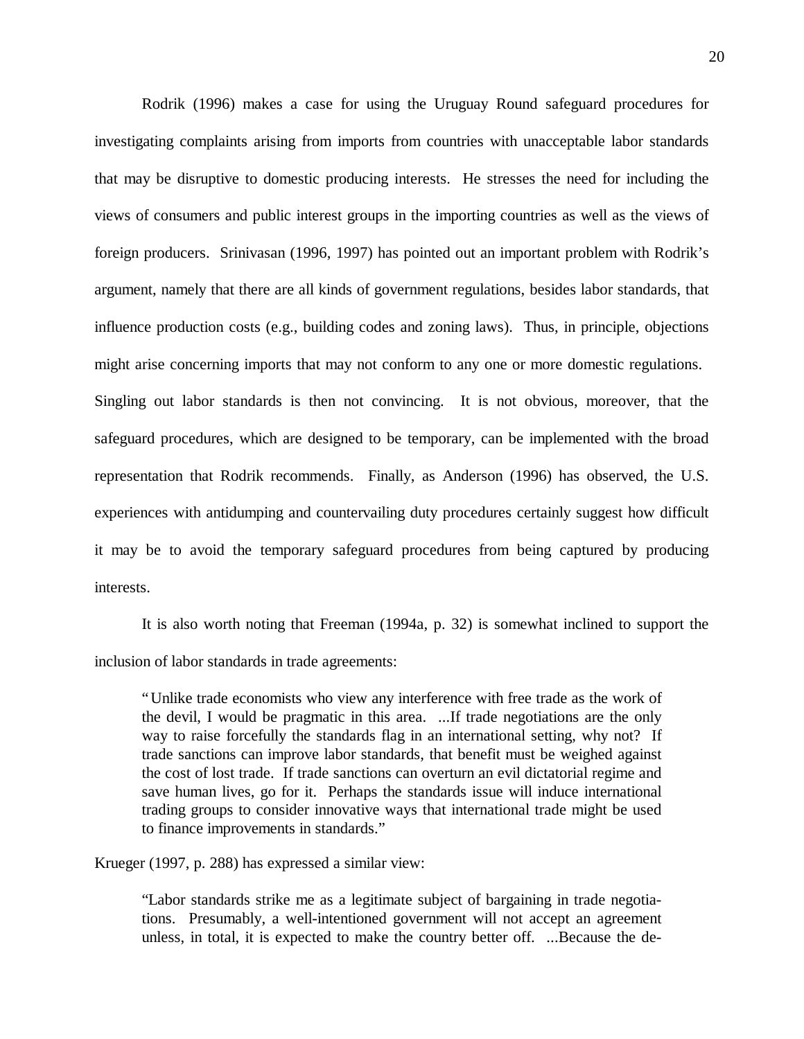Rodrik (1996) makes a case for using the Uruguay Round safeguard procedures for investigating complaints arising from imports from countries with unacceptable labor standards that may be disruptive to domestic producing interests. He stresses the need for including the views of consumers and public interest groups in the importing countries as well as the views of foreign producers. Srinivasan (1996, 1997) has pointed out an important problem with Rodrik's argument, namely that there are all kinds of government regulations, besides labor standards, that influence production costs (e.g., building codes and zoning laws). Thus, in principle, objections might arise concerning imports that may not conform to any one or more domestic regulations. Singling out labor standards is then not convincing. It is not obvious, moreover, that the safeguard procedures, which are designed to be temporary, can be implemented with the broad representation that Rodrik recommends. Finally, as Anderson (1996) has observed, the U.S. experiences with antidumping and countervailing duty procedures certainly suggest how difficult it may be to avoid the temporary safeguard procedures from being captured by producing interests.

It is also worth noting that Freeman (1994a, p. 32) is somewhat inclined to support the inclusion of labor standards in trade agreements:

> "Unlike trade economists who view any interference with free trade as the work of the devil, I would be pragmatic in this area. ...If trade negotiations are the only way to raise forcefully the standards flag in an international setting, why not? If trade sanctions can improve labor standards, that benefit must be weighed against the cost of lost trade. If trade sanctions can overturn an evil dictatorial regime and save human lives, go for it. Perhaps the standards issue will induce international trading groups to consider innovative ways that international trade might be used to finance improvements in standards."

Krueger (1997, p. 288) has expressed a similar view:

> "Labor standards strike me as a legitimate subject of bargaining in trade negotiations. Presumably, a well-intentioned government will not accept an agreement unless, in total, it is expected to make the country better off. ...Because the de-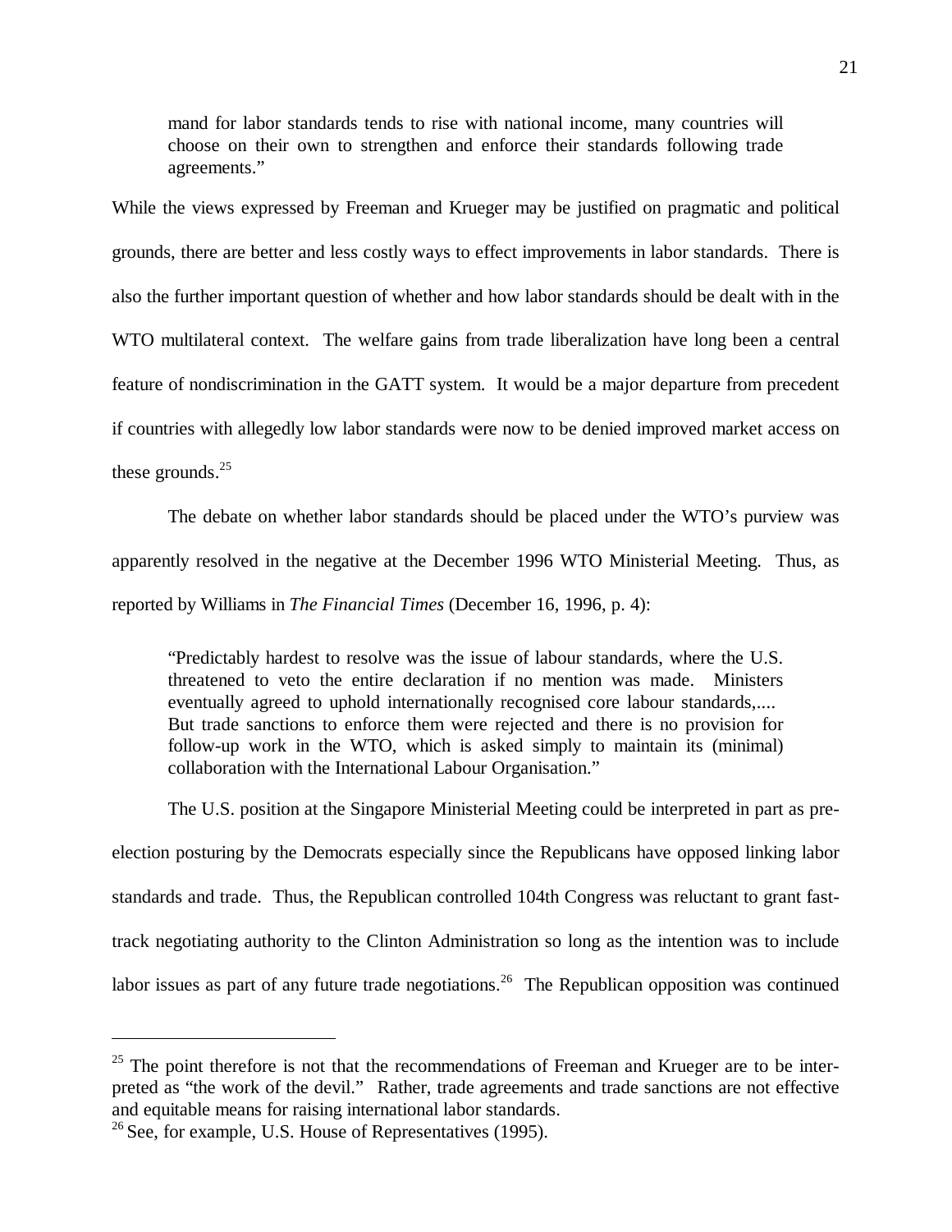> mand for labor standards tends to rise with national income, many countries will choose on their own to strengthen and enforce their standards following trade agreements."

While the views expressed by Freeman and Krueger may be justified on pragmatic and political grounds, there are better and less costly ways to effect improvements in labor standards. There is also the further important question of whether and how labor standards should be dealt with in the WTO multilateral context. The welfare gains from trade liberalization have long been a central feature of nondiscrimination in the GATT system. It would be a major departure from precedent if countries with allegedly low labor standards were now to be denied improved market access on these grounds.[25]

The debate on whether labor standards should be placed under the WTO's purview was apparently resolved in the negative at the December 1996 WTO Ministerial Meeting. Thus, as reported by Williams in *The Financial Times* (December 16, 1996, p. 4):

> "Predictably hardest to resolve was the issue of labour standards, where the U.S. threatened to veto the entire declaration if no mention was made. Ministers eventually agreed to uphold internationally recognised core labour standards,.... But trade sanctions to enforce them were rejected and there is no provision for follow-up work in the WTO, which is asked simply to maintain its (minimal) collaboration with the International Labour Organisation."

The U.S. position at the Singapore Ministerial Meeting could be interpreted in part as pre-election posturing by the Democrats especially since the Republicans have opposed linking labor standards and trade. Thus, the Republican controlled 104th Congress was reluctant to grant fast-track negotiating authority to the Clinton Administration so long as the intention was to include labor issues as part of any future trade negotiations.[26] The Republican opposition was continued

---

[25] The point therefore is not that the recommendations of Freeman and Krueger are to be interpreted as "the work of the devil." Rather, trade agreements and trade sanctions are not effective and equitable means for raising international labor standards.

[26] See, for example, U.S. House of Representatives (1995).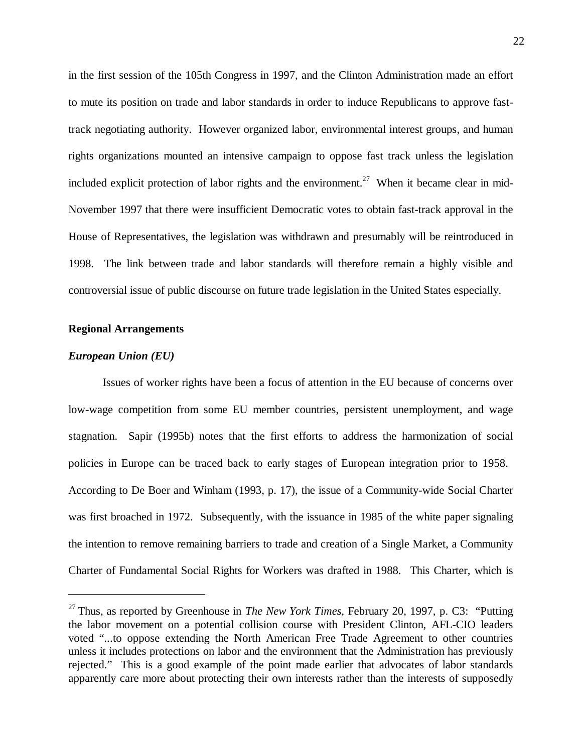in the first session of the 105th Congress in 1997, and the Clinton Administration made an effort to mute its position on trade and labor standards in order to induce Republicans to approve fast-track negotiating authority. However organized labor, environmental interest groups, and human rights organizations mounted an intensive campaign to oppose fast track unless the legislation included explicit protection of labor rights and the environment.[27] When it became clear in mid-November 1997 that there were insufficient Democratic votes to obtain fast-track approval in the House of Representatives, the legislation was withdrawn and presumably will be reintroduced in 1998. The link between trade and labor standards will therefore remain a highly visible and controversial issue of public discourse on future trade legislation in the United States especially.

**Regional Arrangements**

***European Union (EU)***

Issues of worker rights have been a focus of attention in the EU because of concerns over low-wage competition from some EU member countries, persistent unemployment, and wage stagnation. Sapir (1995b) notes that the first efforts to address the harmonization of social policies in Europe can be traced back to early stages of European integration prior to 1958. According to De Boer and Winham (1993, p. 17), the issue of a Community-wide Social Charter was first broached in 1972. Subsequently, with the issuance in 1985 of the white paper signaling the intention to remove remaining barriers to trade and creation of a Single Market, a Community Charter of Fundamental Social Rights for Workers was drafted in 1988. This Charter, which is

---

[27] Thus, as reported by Greenhouse in *The New York Times*, February 20, 1997, p. C3: "Putting the labor movement on a potential collision course with President Clinton, AFL-CIO leaders voted "...to oppose extending the North American Free Trade Agreement to other countries unless it includes protections on labor and the environment that the Administration has previously rejected." This is a good example of the point made earlier that advocates of labor standards apparently care more about protecting their own interests rather than the interests of supposedly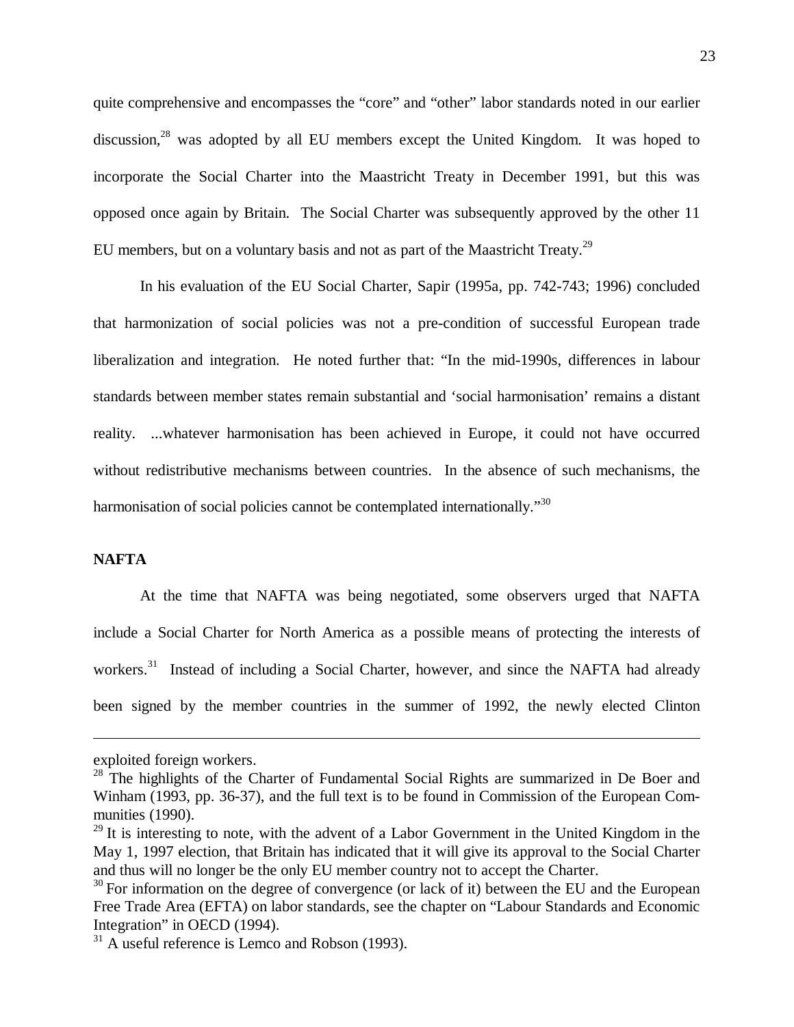quite comprehensive and encompasses the "core" and "other" labor standards noted in our earlier discussion,[28] was adopted by all EU members except the United Kingdom. It was hoped to incorporate the Social Charter into the Maastricht Treaty in December 1991, but this was opposed once again by Britain. The Social Charter was subsequently approved by the other 11 EU members, but on a voluntary basis and not as part of the Maastricht Treaty.[29]

In his evaluation of the EU Social Charter, Sapir (1995a, pp. 742-743; 1996) concluded that harmonization of social policies was not a pre-condition of successful European trade liberalization and integration. He noted further that: "In the mid-1990s, differences in labour standards between member states remain substantial and 'social harmonisation' remains a distant reality. ...whatever harmonisation has been achieved in Europe, it could not have occurred without redistributive mechanisms between countries. In the absence of such mechanisms, the harmonisation of social policies cannot be contemplated internationally."[30]

**NAFTA**

At the time that NAFTA was being negotiated, some observers urged that NAFTA include a Social Charter for North America as a possible means of protecting the interests of workers.[31] Instead of including a Social Charter, however, and since the NAFTA had already been signed by the member countries in the summer of 1992, the newly elected Clinton

---

exploited foreign workers.

[28] The highlights of the Charter of Fundamental Social Rights are summarized in De Boer and Winham (1993, pp. 36-37), and the full text is to be found in Commission of the European Communities (1990).

[29] It is interesting to note, with the advent of a Labor Government in the United Kingdom in the May 1, 1997 election, that Britain has indicated that it will give its approval to the Social Charter and thus will no longer be the only EU member country not to accept the Charter.

[30] For information on the degree of convergence (or lack of it) between the EU and the European Free Trade Area (EFTA) on labor standards, see the chapter on "Labour Standards and Economic Integration" in OECD (1994).

[31] A useful reference is Lemco and Robson (1993).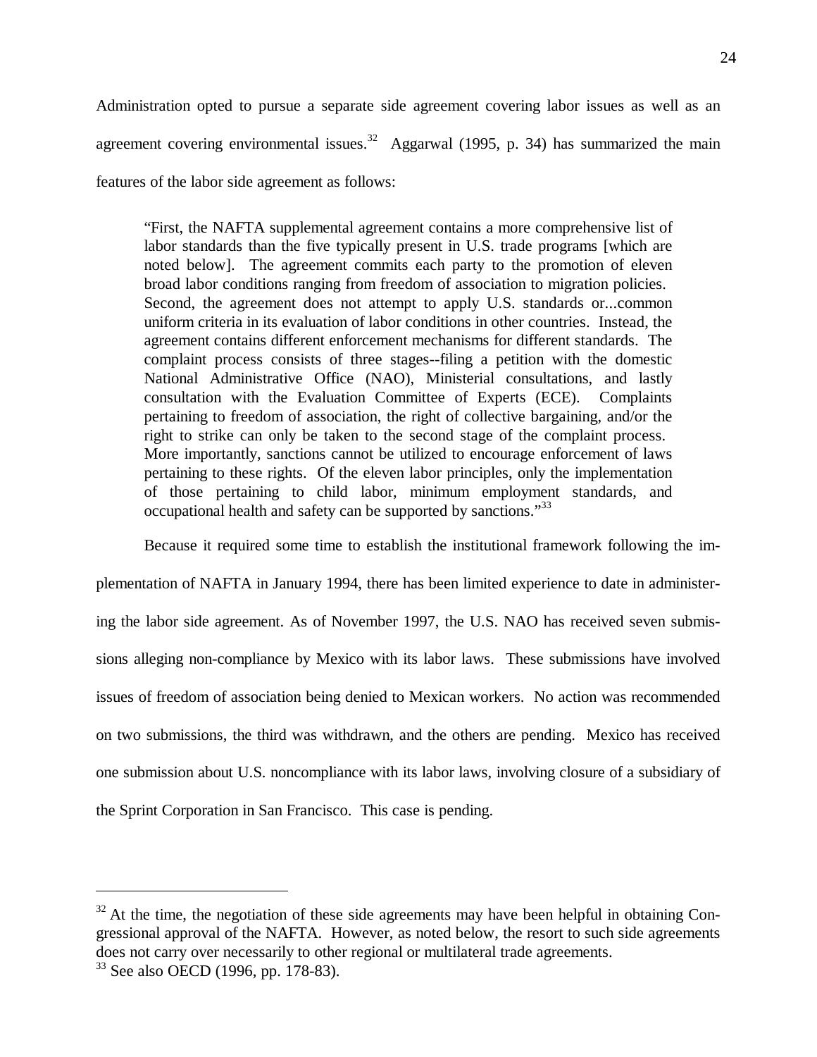Administration opted to pursue a separate side agreement covering labor issues as well as an agreement covering environmental issues.[32] Aggarwal (1995, p. 34) has summarized the main features of the labor side agreement as follows:

> "First, the NAFTA supplemental agreement contains a more comprehensive list of labor standards than the five typically present in U.S. trade programs [which are noted below]. The agreement commits each party to the promotion of eleven broad labor conditions ranging from freedom of association to migration policies. Second, the agreement does not attempt to apply U.S. standards or...common uniform criteria in its evaluation of labor conditions in other countries. Instead, the agreement contains different enforcement mechanisms for different standards. The complaint process consists of three stages--filing a petition with the domestic National Administrative Office (NAO), Ministerial consultations, and lastly consultation with the Evaluation Committee of Experts (ECE). Complaints pertaining to freedom of association, the right of collective bargaining, and/or the right to strike can only be taken to the second stage of the complaint process. More importantly, sanctions cannot be utilized to encourage enforcement of laws pertaining to these rights. Of the eleven labor principles, only the implementation of those pertaining to child labor, minimum employment standards, and occupational health and safety can be supported by sanctions."[33]

Because it required some time to establish the institutional framework following the implementation of NAFTA in January 1994, there has been limited experience to date in administering the labor side agreement. As of November 1997, the U.S. NAO has received seven submissions alleging non-compliance by Mexico with its labor laws. These submissions have involved issues of freedom of association being denied to Mexican workers. No action was recommended on two submissions, the third was withdrawn, and the others are pending. Mexico has received one submission about U.S. noncompliance with its labor laws, involving closure of a subsidiary of the Sprint Corporation in San Francisco. This case is pending.

---

[32] At the time, the negotiation of these side agreements may have been helpful in obtaining Congressional approval of the NAFTA. However, as noted below, the resort to such side agreements does not carry over necessarily to other regional or multilateral trade agreements.

[33] See also OECD (1996, pp. 178-83).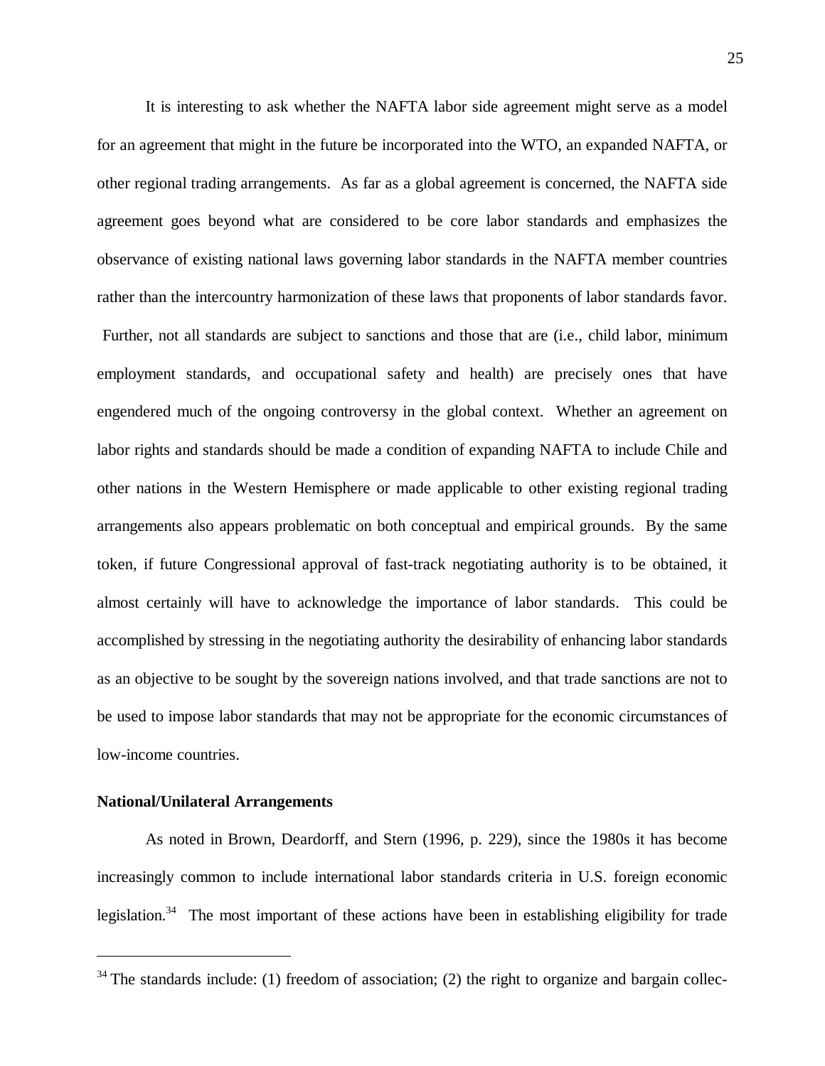It is interesting to ask whether the NAFTA labor side agreement might serve as a model for an agreement that might in the future be incorporated into the WTO, an expanded NAFTA, or other regional trading arrangements. As far as a global agreement is concerned, the NAFTA side agreement goes beyond what are considered to be core labor standards and emphasizes the observance of existing national laws governing labor standards in the NAFTA member countries rather than the intercountry harmonization of these laws that proponents of labor standards favor. Further, not all standards are subject to sanctions and those that are (i.e., child labor, minimum employment standards, and occupational safety and health) are precisely ones that have engendered much of the ongoing controversy in the global context. Whether an agreement on labor rights and standards should be made a condition of expanding NAFTA to include Chile and other nations in the Western Hemisphere or made applicable to other existing regional trading arrangements also appears problematic on both conceptual and empirical grounds. By the same token, if future Congressional approval of fast-track negotiating authority is to be obtained, it almost certainly will have to acknowledge the importance of labor standards. This could be accomplished by stressing in the negotiating authority the desirability of enhancing labor standards as an objective to be sought by the sovereign nations involved, and that trade sanctions are not to be used to impose labor standards that may not be appropriate for the economic circumstances of low-income countries.

**National/Unilateral Arrangements**

As noted in Brown, Deardorff, and Stern (1996, p. 229), since the 1980s it has become increasingly common to include international labor standards criteria in U.S. foreign economic legislation.[34] The most important of these actions have been in establishing eligibility for trade

[34] The standards include: (1) freedom of association; (2) the right to organize and bargain collec-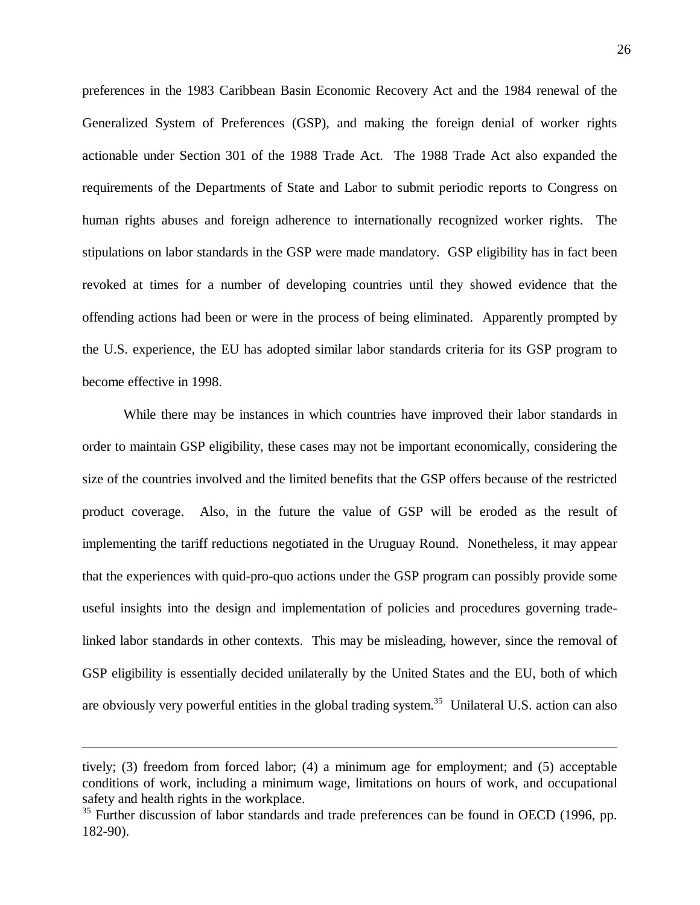preferences in the 1983 Caribbean Basin Economic Recovery Act and the 1984 renewal of the Generalized System of Preferences (GSP), and making the foreign denial of worker rights actionable under Section 301 of the 1988 Trade Act. The 1988 Trade Act also expanded the requirements of the Departments of State and Labor to submit periodic reports to Congress on human rights abuses and foreign adherence to internationally recognized worker rights. The stipulations on labor standards in the GSP were made mandatory. GSP eligibility has in fact been revoked at times for a number of developing countries until they showed evidence that the offending actions had been or were in the process of being eliminated. Apparently prompted by the U.S. experience, the EU has adopted similar labor standards criteria for its GSP program to become effective in 1998.

While there may be instances in which countries have improved their labor standards in order to maintain GSP eligibility, these cases may not be important economically, considering the size of the countries involved and the limited benefits that the GSP offers because of the restricted product coverage. Also, in the future the value of GSP will be eroded as the result of implementing the tariff reductions negotiated in the Uruguay Round. Nonetheless, it may appear that the experiences with quid-pro-quo actions under the GSP program can possibly provide some useful insights into the design and implementation of policies and procedures governing trade-linked labor standards in other contexts. This may be misleading, however, since the removal of GSP eligibility is essentially decided unilaterally by the United States and the EU, both of which are obviously very powerful entities in the global trading system.[35] Unilateral U.S. action can also

---

tively; (3) freedom from forced labor; (4) a minimum age for employment; and (5) acceptable conditions of work, including a minimum wage, limitations on hours of work, and occupational safety and health rights in the workplace.

[35] Further discussion of labor standards and trade preferences can be found in OECD (1996, pp. 182-90).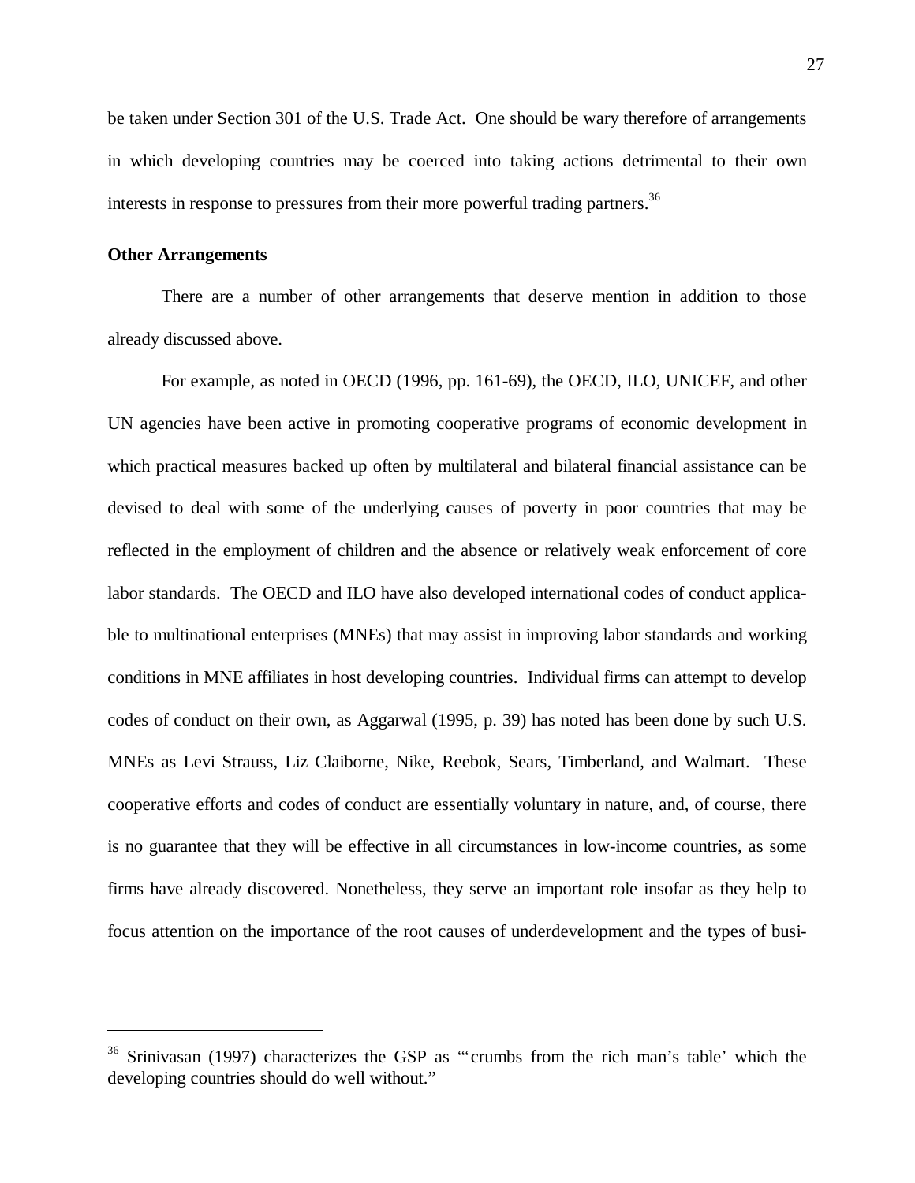be taken under Section 301 of the U.S. Trade Act. One should be wary therefore of arrangements in which developing countries may be coerced into taking actions detrimental to their own interests in response to pressures from their more powerful trading partners.[36]

**Other Arrangements**

There are a number of other arrangements that deserve mention in addition to those already discussed above.

For example, as noted in OECD (1996, pp. 161-69), the OECD, ILO, UNICEF, and other UN agencies have been active in promoting cooperative programs of economic development in which practical measures backed up often by multilateral and bilateral financial assistance can be devised to deal with some of the underlying causes of poverty in poor countries that may be reflected in the employment of children and the absence or relatively weak enforcement of core labor standards. The OECD and ILO have also developed international codes of conduct applicable to multinational enterprises (MNEs) that may assist in improving labor standards and working conditions in MNE affiliates in host developing countries. Individual firms can attempt to develop codes of conduct on their own, as Aggarwal (1995, p. 39) has noted has been done by such U.S. MNEs as Levi Strauss, Liz Claiborne, Nike, Reebok, Sears, Timberland, and Walmart. These cooperative efforts and codes of conduct are essentially voluntary in nature, and, of course, there is no guarantee that they will be effective in all circumstances in low-income countries, as some firms have already discovered. Nonetheless, they serve an important role insofar as they help to focus attention on the importance of the root causes of underdevelopment and the types of busi-

---

[36] Srinivasan (1997) characterizes the GSP as "'crumbs from the rich man's table' which the developing countries should do well without."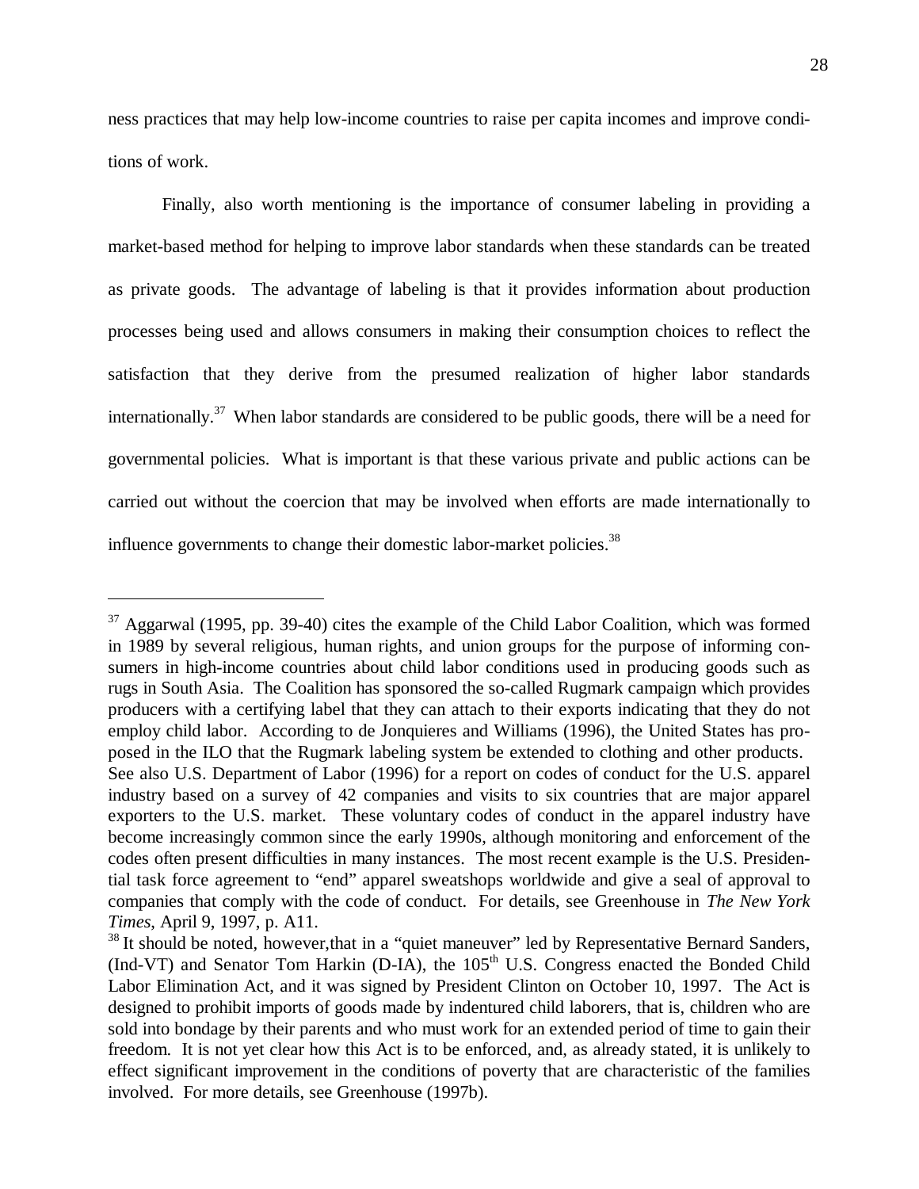ness practices that may help low-income countries to raise per capita incomes and improve conditions of work.

Finally, also worth mentioning is the importance of consumer labeling in providing a market-based method for helping to improve labor standards when these standards can be treated as private goods. The advantage of labeling is that it provides information about production processes being used and allows consumers in making their consumption choices to reflect the satisfaction that they derive from the presumed realization of higher labor standards internationally.[37] When labor standards are considered to be public goods, there will be a need for governmental policies. What is important is that these various private and public actions can be carried out without the coercion that may be involved when efforts are made internationally to influence governments to change their domestic labor-market policies.[38]

---

[37] Aggarwal (1995, pp. 39-40) cites the example of the Child Labor Coalition, which was formed in 1989 by several religious, human rights, and union groups for the purpose of informing consumers in high-income countries about child labor conditions used in producing goods such as rugs in South Asia. The Coalition has sponsored the so-called Rugmark campaign which provides producers with a certifying label that they can attach to their exports indicating that they do not employ child labor. According to de Jonquieres and Williams (1996), the United States has proposed in the ILO that the Rugmark labeling system be extended to clothing and other products. See also U.S. Department of Labor (1996) for a report on codes of conduct for the U.S. apparel industry based on a survey of 42 companies and visits to six countries that are major apparel exporters to the U.S. market. These voluntary codes of conduct in the apparel industry have become increasingly common since the early 1990s, although monitoring and enforcement of the codes often present difficulties in many instances. The most recent example is the U.S. Presidential task force agreement to "end" apparel sweatshops worldwide and give a seal of approval to companies that comply with the code of conduct. For details, see Greenhouse in *The New York Times*, April 9, 1997, p. A11.

[38] It should be noted, however,that in a "quiet maneuver" led by Representative Bernard Sanders, (Ind-VT) and Senator Tom Harkin (D-IA), the 105th U.S. Congress enacted the Bonded Child Labor Elimination Act, and it was signed by President Clinton on October 10, 1997. The Act is designed to prohibit imports of goods made by indentured child laborers, that is, children who are sold into bondage by their parents and who must work for an extended period of time to gain their freedom. It is not yet clear how this Act is to be enforced, and, as already stated, it is unlikely to effect significant improvement in the conditions of poverty that are characteristic of the families involved. For more details, see Greenhouse (1997b).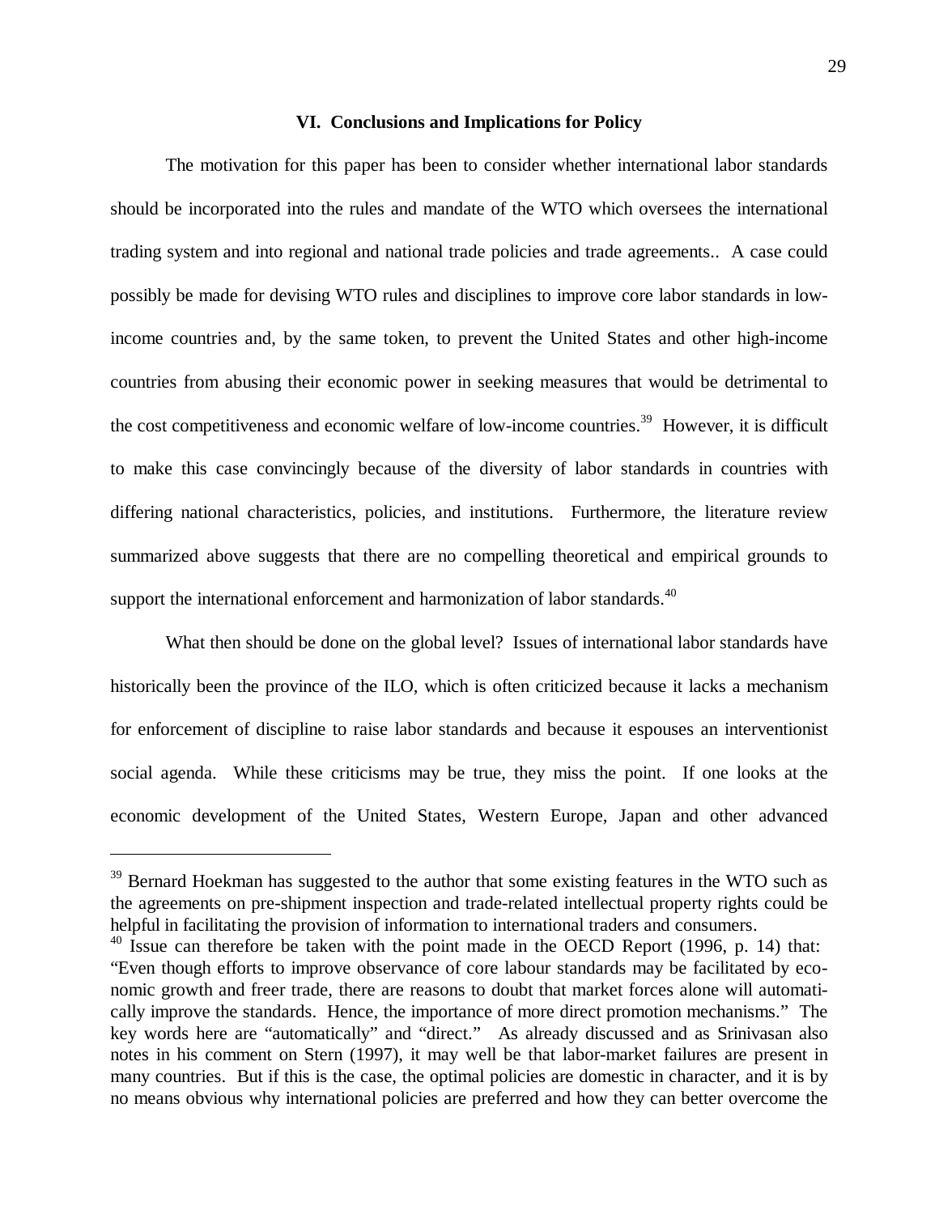## VI. Conclusions and Implications for Policy

The motivation for this paper has been to consider whether international labor standards should be incorporated into the rules and mandate of the WTO which oversees the international trading system and into regional and national trade policies and trade agreements.. A case could possibly be made for devising WTO rules and disciplines to improve core labor standards in low-income countries and, by the same token, to prevent the United States and other high-income countries from abusing their economic power in seeking measures that would be detrimental to the cost competitiveness and economic welfare of low-income countries.[39] However, it is difficult to make this case convincingly because of the diversity of labor standards in countries with differing national characteristics, policies, and institutions. Furthermore, the literature review summarized above suggests that there are no compelling theoretical and empirical grounds to support the international enforcement and harmonization of labor standards.[40]

What then should be done on the global level? Issues of international labor standards have historically been the province of the ILO, which is often criticized because it lacks a mechanism for enforcement of discipline to raise labor standards and because it espouses an interventionist social agenda. While these criticisms may be true, they miss the point. If one looks at the economic development of the United States, Western Europe, Japan and other advanced

---

[39] Bernard Hoekman has suggested to the author that some existing features in the WTO such as the agreements on pre-shipment inspection and trade-related intellectual property rights could be helpful in facilitating the provision of information to international traders and consumers.

[40] Issue can therefore be taken with the point made in the OECD Report (1996, p. 14) that: "Even though efforts to improve observance of core labour standards may be facilitated by economic growth and freer trade, there are reasons to doubt that market forces alone will automatically improve the standards. Hence, the importance of more direct promotion mechanisms." The key words here are "automatically" and "direct." As already discussed and as Srinivasan also notes in his comment on Stern (1997), it may well be that labor-market failures are present in many countries. But if this is the case, the optimal policies are domestic in character, and it is by no means obvious why international policies are preferred and how they can better overcome the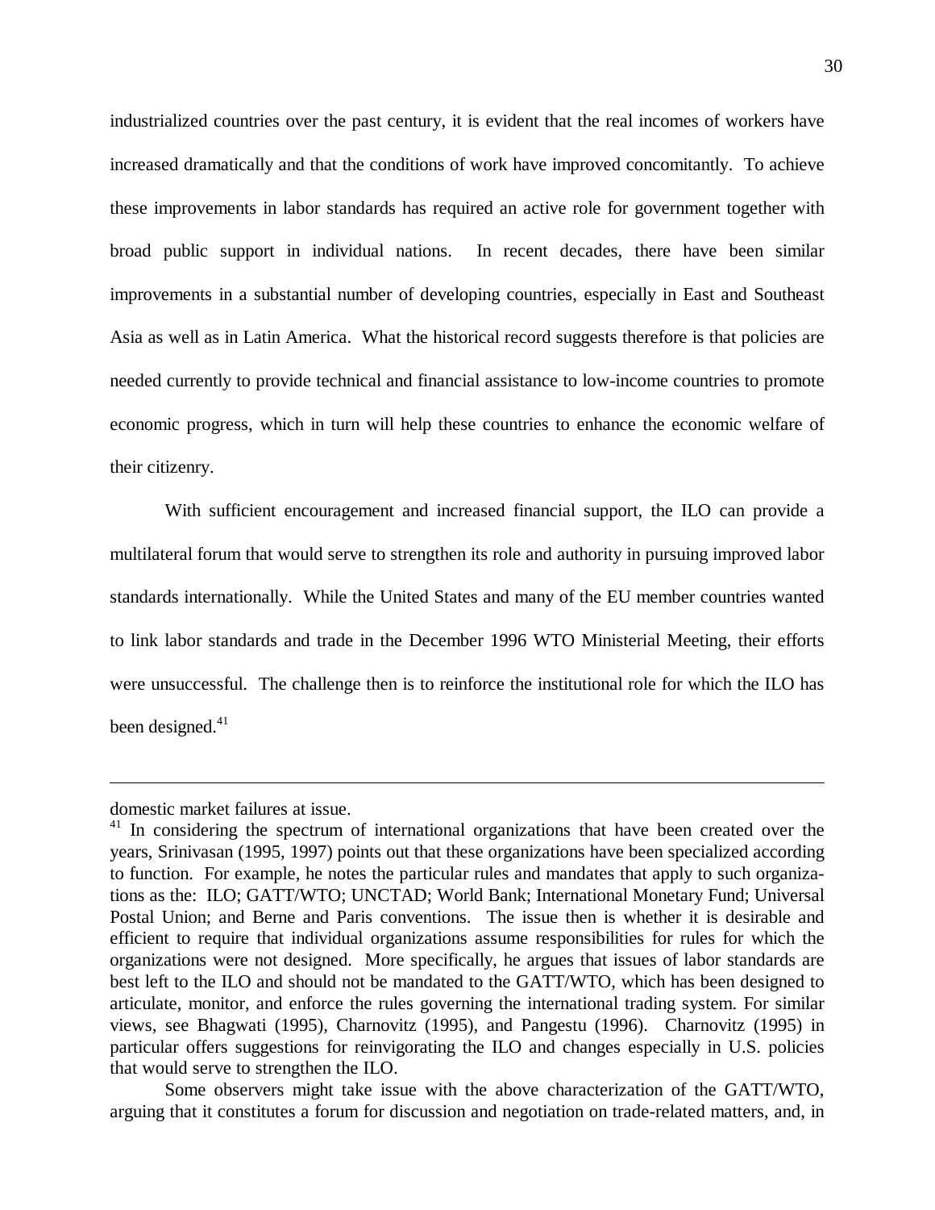industrialized countries over the past century, it is evident that the real incomes of workers have increased dramatically and that the conditions of work have improved concomitantly. To achieve these improvements in labor standards has required an active role for government together with broad public support in individual nations. In recent decades, there have been similar improvements in a substantial number of developing countries, especially in East and Southeast Asia as well as in Latin America. What the historical record suggests therefore is that policies are needed currently to provide technical and financial assistance to low-income countries to promote economic progress, which in turn will help these countries to enhance the economic welfare of their citizenry.

With sufficient encouragement and increased financial support, the ILO can provide a multilateral forum that would serve to strengthen its role and authority in pursuing improved labor standards internationally. While the United States and many of the EU member countries wanted to link labor standards and trade in the December 1996 WTO Ministerial Meeting, their efforts were unsuccessful. The challenge then is to reinforce the institutional role for which the ILO has been designed.[41]

---

domestic market failures at issue.

[41] In considering the spectrum of international organizations that have been created over the years, Srinivasan (1995, 1997) points out that these organizations have been specialized according to function. For example, he notes the particular rules and mandates that apply to such organizations as the: ILO; GATT/WTO; UNCTAD; World Bank; International Monetary Fund; Universal Postal Union; and Berne and Paris conventions. The issue then is whether it is desirable and efficient to require that individual organizations assume responsibilities for rules for which the organizations were not designed. More specifically, he argues that issues of labor standards are best left to the ILO and should not be mandated to the GATT/WTO, which has been designed to articulate, monitor, and enforce the rules governing the international trading system. For similar views, see Bhagwati (1995), Charnovitz (1995), and Pangestu (1996). Charnovitz (1995) in particular offers suggestions for reinvigorating the ILO and changes especially in U.S. policies that would serve to strengthen the ILO.

Some observers might take issue with the above characterization of the GATT/WTO, arguing that it constitutes a forum for discussion and negotiation on trade-related matters, and, in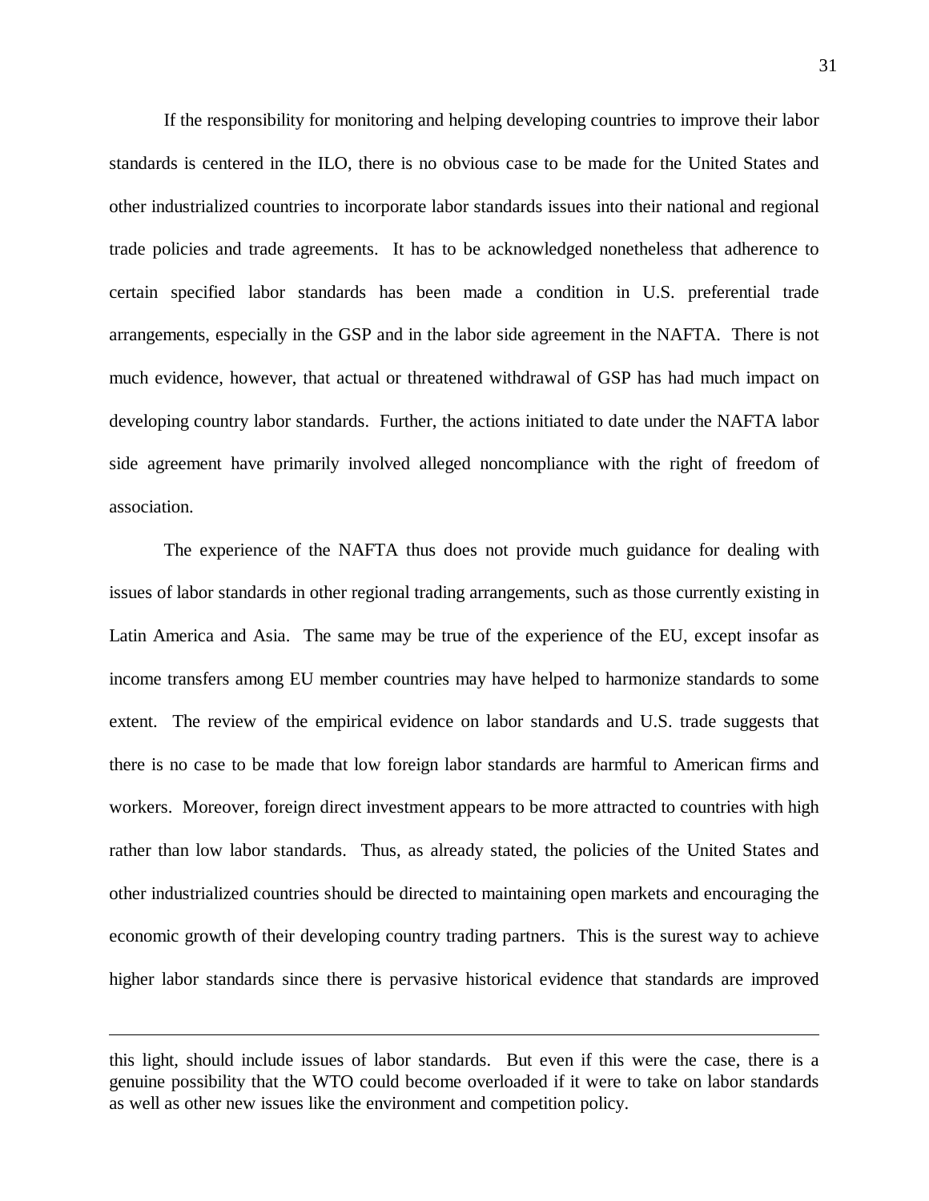If the responsibility for monitoring and helping developing countries to improve their labor standards is centered in the ILO, there is no obvious case to be made for the United States and other industrialized countries to incorporate labor standards issues into their national and regional trade policies and trade agreements. It has to be acknowledged nonetheless that adherence to certain specified labor standards has been made a condition in U.S. preferential trade arrangements, especially in the GSP and in the labor side agreement in the NAFTA. There is not much evidence, however, that actual or threatened withdrawal of GSP has had much impact on developing country labor standards. Further, the actions initiated to date under the NAFTA labor side agreement have primarily involved alleged noncompliance with the right of freedom of association.

The experience of the NAFTA thus does not provide much guidance for dealing with issues of labor standards in other regional trading arrangements, such as those currently existing in Latin America and Asia. The same may be true of the experience of the EU, except insofar as income transfers among EU member countries may have helped to harmonize standards to some extent. The review of the empirical evidence on labor standards and U.S. trade suggests that there is no case to be made that low foreign labor standards are harmful to American firms and workers. Moreover, foreign direct investment appears to be more attracted to countries with high rather than low labor standards. Thus, as already stated, the policies of the United States and other industrialized countries should be directed to maintaining open markets and encouraging the economic growth of their developing country trading partners. This is the surest way to achieve higher labor standards since there is pervasive historical evidence that standards are improved

---

this light, should include issues of labor standards. But even if this were the case, there is a genuine possibility that the WTO could become overloaded if it were to take on labor standards as well as other new issues like the environment and competition policy.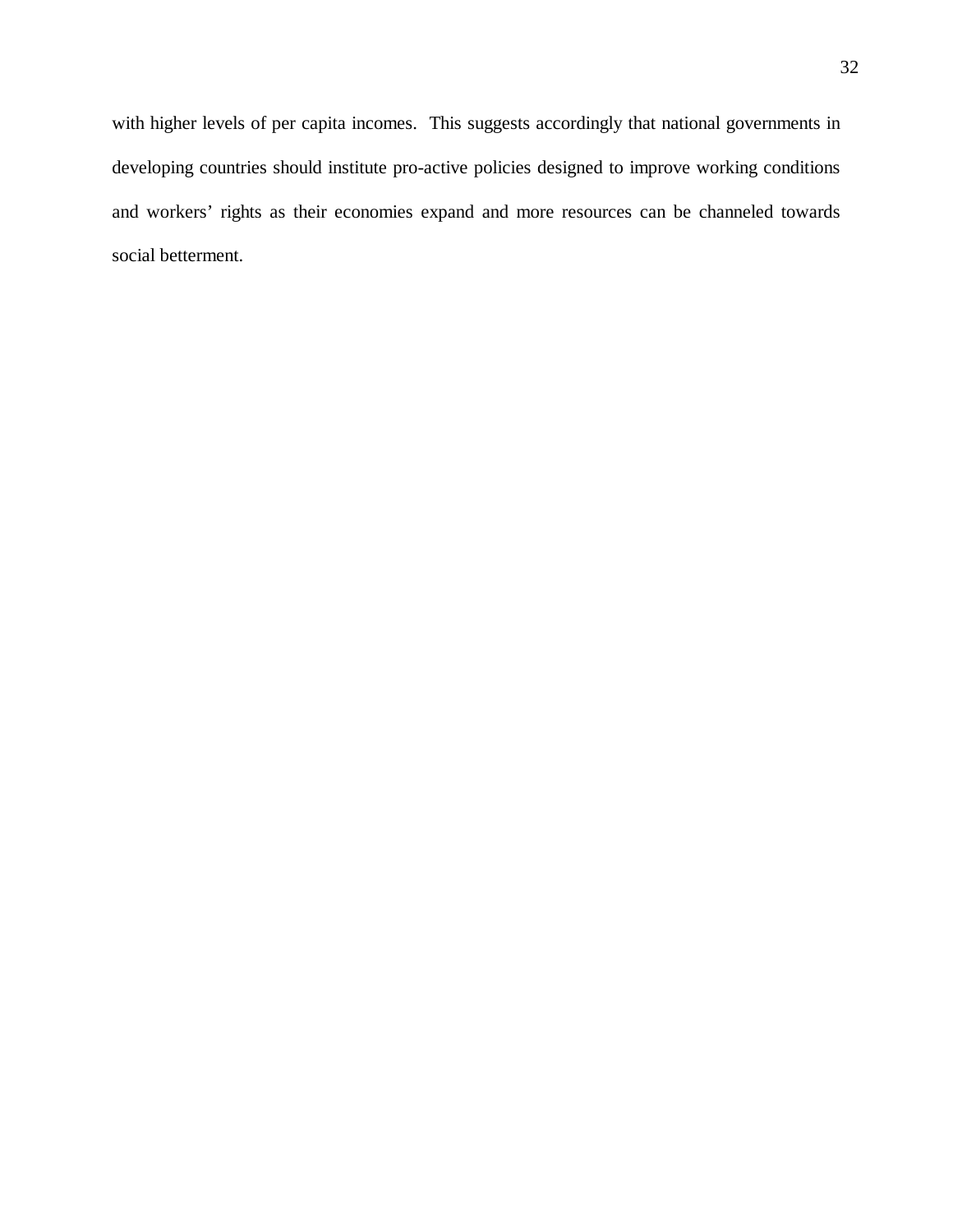with higher levels of per capita incomes. This suggests accordingly that national governments in developing countries should institute pro-active policies designed to improve working conditions and workers' rights as their economies expand and more resources can be channeled towards social betterment.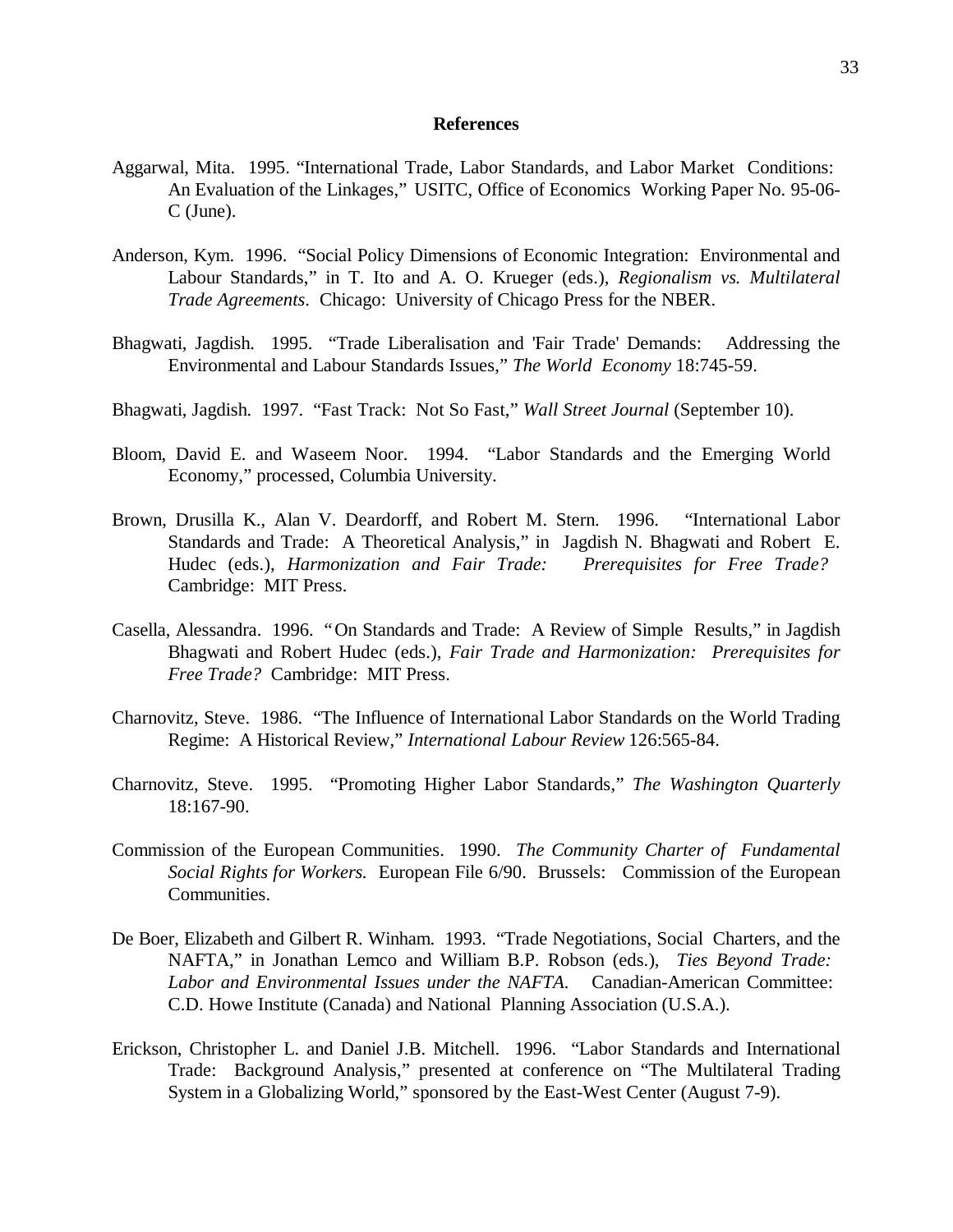## References

Aggarwal, Mita. 1995. "International Trade, Labor Standards, and Labor Market Conditions: An Evaluation of the Linkages," USITC, Office of Economics Working Paper No. 95-06-C (June).

Anderson, Kym. 1996. "Social Policy Dimensions of Economic Integration: Environmental and Labour Standards," in T. Ito and A. O. Krueger (eds.), *Regionalism vs. Multilateral Trade Agreements*. Chicago: University of Chicago Press for the NBER.

Bhagwati, Jagdish. 1995. "Trade Liberalisation and 'Fair Trade' Demands: Addressing the Environmental and Labour Standards Issues," *The World Economy* 18:745-59.

Bhagwati, Jagdish. 1997. "Fast Track: Not So Fast," *Wall Street Journal* (September 10).

Bloom, David E. and Waseem Noor. 1994. "Labor Standards and the Emerging World Economy," processed, Columbia University.

Brown, Drusilla K., Alan V. Deardorff, and Robert M. Stern. 1996. "International Labor Standards and Trade: A Theoretical Analysis," in Jagdish N. Bhagwati and Robert E. Hudec (eds.), *Harmonization and Fair Trade: Prerequisites for Free Trade?* Cambridge: MIT Press.

Casella, Alessandra. 1996. "On Standards and Trade: A Review of Simple Results," in Jagdish Bhagwati and Robert Hudec (eds.), *Fair Trade and Harmonization: Prerequisites for Free Trade?* Cambridge: MIT Press.

Charnovitz, Steve. 1986. "The Influence of International Labor Standards on the World Trading Regime: A Historical Review," *International Labour Review* 126:565-84.

Charnovitz, Steve. 1995. "Promoting Higher Labor Standards," *The Washington Quarterly* 18:167-90.

Commission of the European Communities. 1990. *The Community Charter of Fundamental Social Rights for Workers.* European File 6/90. Brussels: Commission of the European Communities.

De Boer, Elizabeth and Gilbert R. Winham. 1993. "Trade Negotiations, Social Charters, and the NAFTA," in Jonathan Lemco and William B.P. Robson (eds.), *Ties Beyond Trade: Labor and Environmental Issues under the NAFTA.* Canadian-American Committee: C.D. Howe Institute (Canada) and National Planning Association (U.S.A.).

Erickson, Christopher L. and Daniel J.B. Mitchell. 1996. "Labor Standards and International Trade: Background Analysis," presented at conference on "The Multilateral Trading System in a Globalizing World," sponsored by the East-West Center (August 7-9).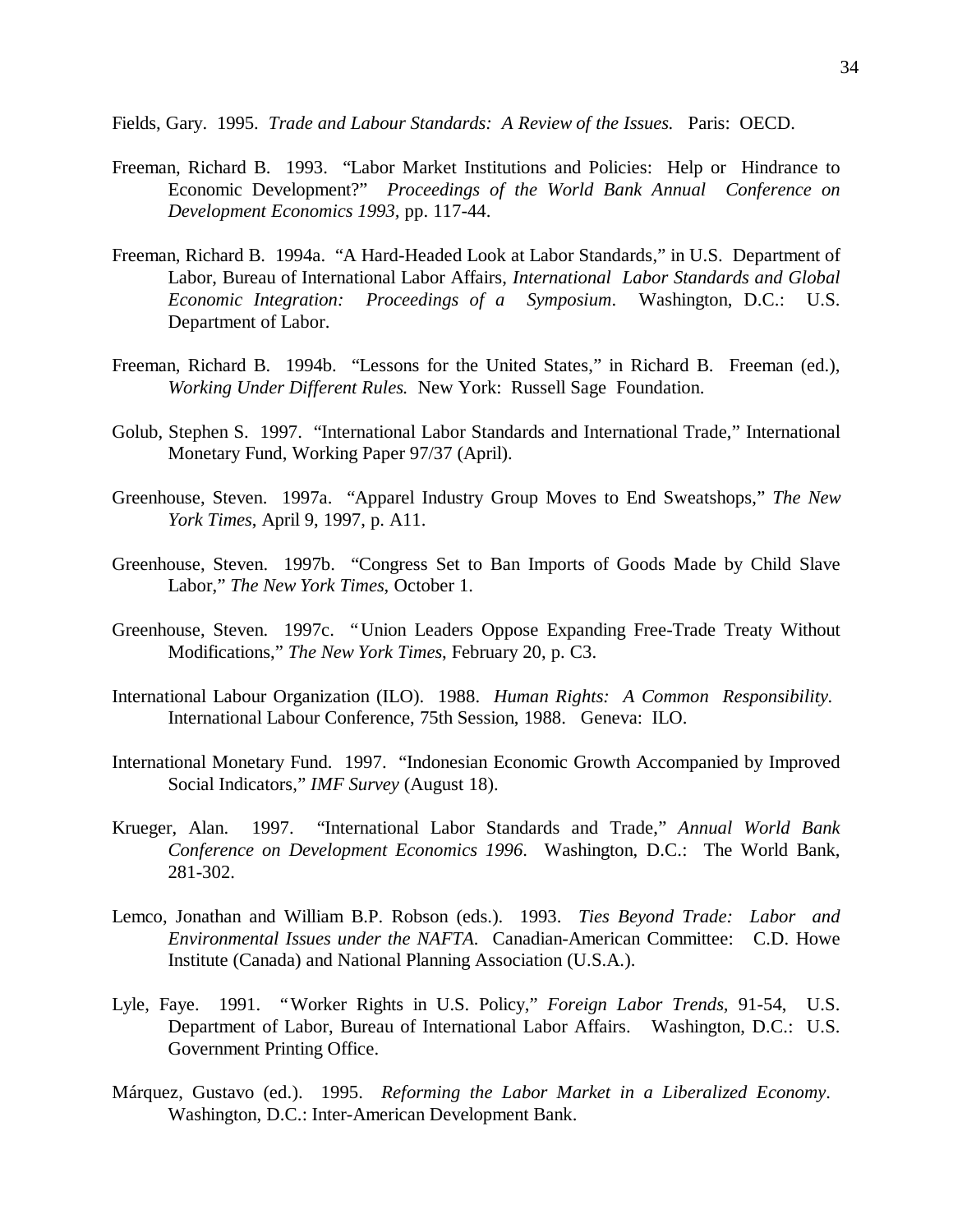Fields, Gary. 1995. *Trade and Labour Standards: A Review of the Issues.* Paris: OECD.

Freeman, Richard B. 1993. "Labor Market Institutions and Policies: Help or Hindrance to Economic Development?" *Proceedings of the World Bank Annual Conference on Development Economics 1993*, pp. 117-44.

Freeman, Richard B. 1994a. "A Hard-Headed Look at Labor Standards," in U.S. Department of Labor, Bureau of International Labor Affairs, *International Labor Standards and Global Economic Integration: Proceedings of a Symposium*. Washington, D.C.: U.S. Department of Labor.

Freeman, Richard B. 1994b. "Lessons for the United States," in Richard B. Freeman (ed.), *Working Under Different Rules.* New York: Russell Sage Foundation.

Golub, Stephen S. 1997. "International Labor Standards and International Trade," International Monetary Fund, Working Paper 97/37 (April).

Greenhouse, Steven. 1997a. "Apparel Industry Group Moves to End Sweatshops," *The New York Times*, April 9, 1997, p. A11.

Greenhouse, Steven. 1997b. "Congress Set to Ban Imports of Goods Made by Child Slave Labor," *The New York Times*, October 1.

Greenhouse, Steven. 1997c. "Union Leaders Oppose Expanding Free-Trade Treaty Without Modifications," *The New York Times*, February 20, p. C3.

International Labour Organization (ILO). 1988. *Human Rights: A Common Responsibility.* International Labour Conference, 75th Session, 1988. Geneva: ILO.

International Monetary Fund. 1997. "Indonesian Economic Growth Accompanied by Improved Social Indicators," *IMF Survey* (August 18).

Krueger, Alan. 1997. "International Labor Standards and Trade," *Annual World Bank Conference on Development Economics 1996*. Washington, D.C.: The World Bank, 281-302.

Lemco, Jonathan and William B.P. Robson (eds.). 1993. *Ties Beyond Trade: Labor and Environmental Issues under the NAFTA.* Canadian-American Committee: C.D. Howe Institute (Canada) and National Planning Association (U.S.A.).

Lyle, Faye. 1991. "Worker Rights in U.S. Policy," *Foreign Labor Trends*, 91-54, U.S. Department of Labor, Bureau of International Labor Affairs. Washington, D.C.: U.S. Government Printing Office.

Márquez, Gustavo (ed.). 1995. *Reforming the Labor Market in a Liberalized Economy*. Washington, D.C.: Inter-American Development Bank.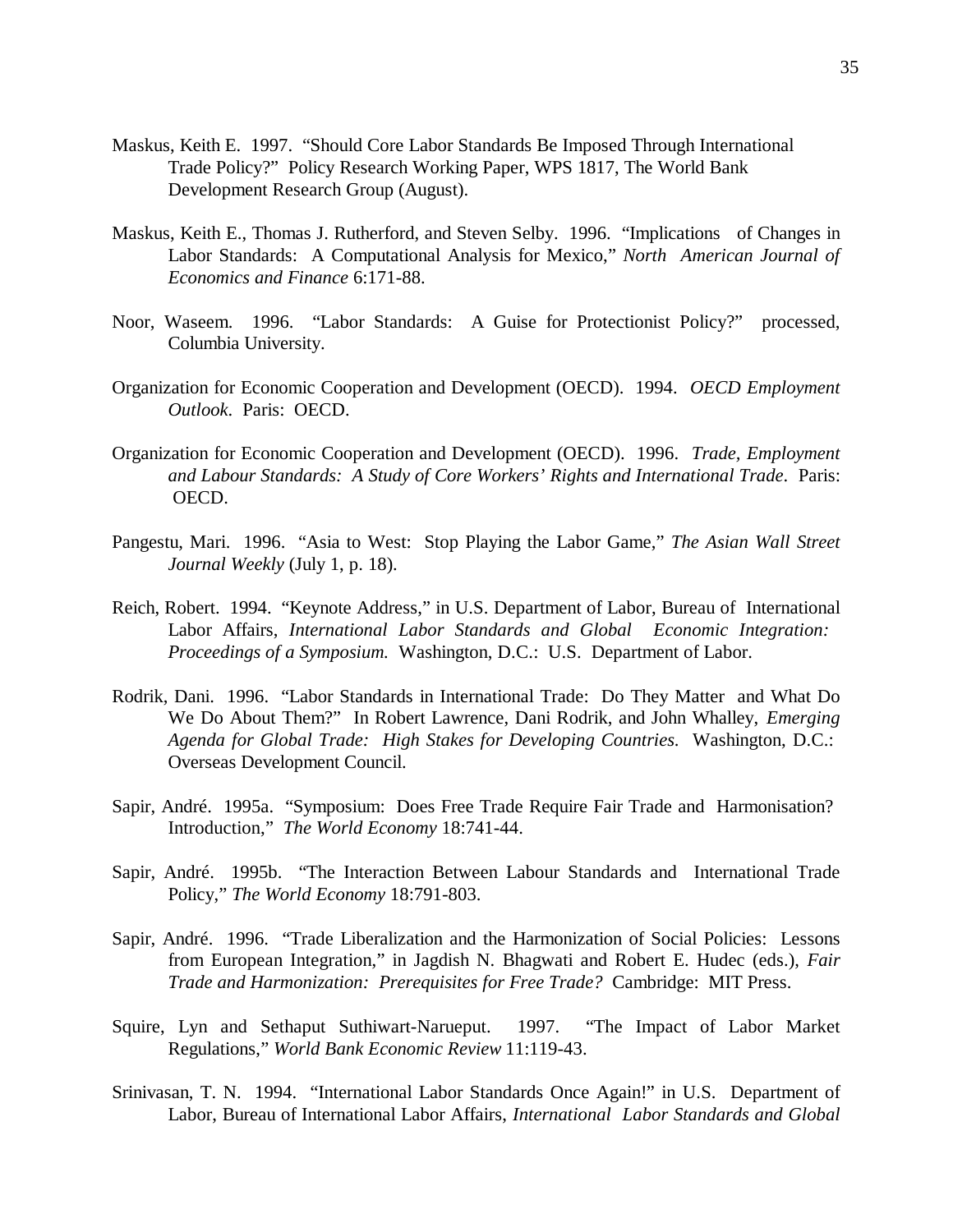Maskus, Keith E. 1997. "Should Core Labor Standards Be Imposed Through International Trade Policy?" Policy Research Working Paper, WPS 1817, The World Bank Development Research Group (August).

Maskus, Keith E., Thomas J. Rutherford, and Steven Selby. 1996. "Implications of Changes in Labor Standards: A Computational Analysis for Mexico," *North American Journal of Economics and Finance* 6:171-88.

Noor, Waseem. 1996. "Labor Standards: A Guise for Protectionist Policy?" processed, Columbia University.

Organization for Economic Cooperation and Development (OECD). 1994. *OECD Employment Outlook*. Paris: OECD.

Organization for Economic Cooperation and Development (OECD). 1996. *Trade, Employment and Labour Standards: A Study of Core Workers' Rights and International Trade*. Paris: OECD.

Pangestu, Mari. 1996. "Asia to West: Stop Playing the Labor Game," *The Asian Wall Street Journal Weekly* (July 1, p. 18).

Reich, Robert. 1994. "Keynote Address," in U.S. Department of Labor, Bureau of International Labor Affairs, *International Labor Standards and Global Economic Integration: Proceedings of a Symposium.* Washington, D.C.: U.S. Department of Labor.

Rodrik, Dani. 1996. "Labor Standards in International Trade: Do They Matter and What Do We Do About Them?" In Robert Lawrence, Dani Rodrik, and John Whalley, *Emerging Agenda for Global Trade: High Stakes for Developing Countries.* Washington, D.C.: Overseas Development Council.

Sapir, André. 1995a. "Symposium: Does Free Trade Require Fair Trade and Harmonisation? Introduction," *The World Economy* 18:741-44.

Sapir, André. 1995b. "The Interaction Between Labour Standards and International Trade Policy," *The World Economy* 18:791-803.

Sapir, André. 1996. "Trade Liberalization and the Harmonization of Social Policies: Lessons from European Integration," in Jagdish N. Bhagwati and Robert E. Hudec (eds.), *Fair Trade and Harmonization: Prerequisites for Free Trade?* Cambridge: MIT Press.

Squire, Lyn and Sethaput Suthiwart-Narueput. 1997. "The Impact of Labor Market Regulations," *World Bank Economic Review* 11:119-43.

Srinivasan, T. N. 1994. "International Labor Standards Once Again!" in U.S. Department of Labor, Bureau of International Labor Affairs, *International Labor Standards and Global*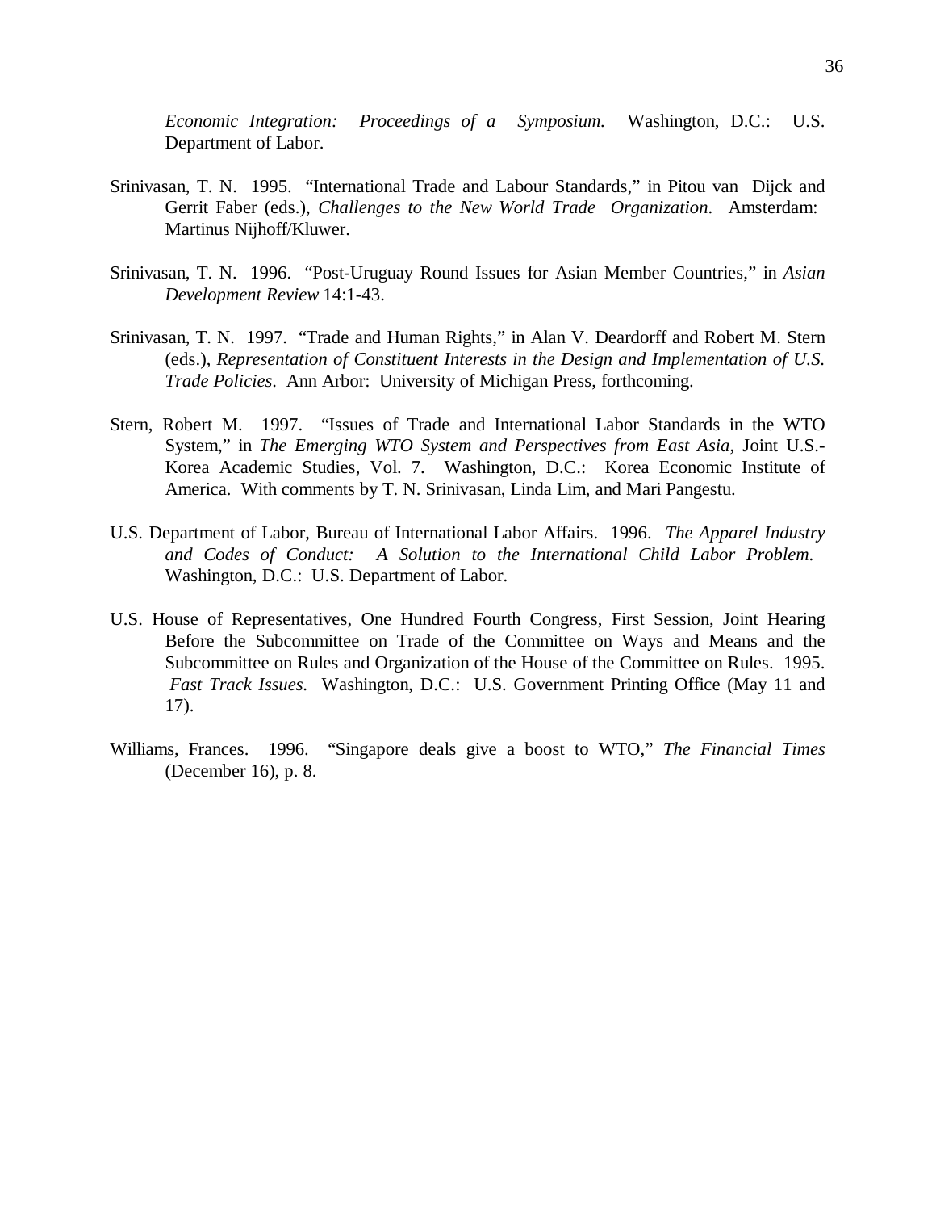*Economic Integration: Proceedings of a Symposium.* Washington, D.C.: U.S. Department of Labor.

Srinivasan, T. N. 1995. "International Trade and Labour Standards," in Pitou van Dijck and Gerrit Faber (eds.), *Challenges to the New World Trade Organization*. Amsterdam: Martinus Nijhoff/Kluwer.

Srinivasan, T. N. 1996. "Post-Uruguay Round Issues for Asian Member Countries," in *Asian Development Review* 14:1-43.

Srinivasan, T. N. 1997. "Trade and Human Rights," in Alan V. Deardorff and Robert M. Stern (eds.), *Representation of Constituent Interests in the Design and Implementation of U.S. Trade Policies*. Ann Arbor: University of Michigan Press, forthcoming.

Stern, Robert M. 1997. "Issues of Trade and International Labor Standards in the WTO System," in *The Emerging WTO System and Perspectives from East Asia*, Joint U.S.-Korea Academic Studies, Vol. 7. Washington, D.C.: Korea Economic Institute of America. With comments by T. N. Srinivasan, Linda Lim, and Mari Pangestu.

U.S. Department of Labor, Bureau of International Labor Affairs. 1996. *The Apparel Industry and Codes of Conduct: A Solution to the International Child Labor Problem.* Washington, D.C.: U.S. Department of Labor.

U.S. House of Representatives, One Hundred Fourth Congress, First Session, Joint Hearing Before the Subcommittee on Trade of the Committee on Ways and Means and the Subcommittee on Rules and Organization of the House of the Committee on Rules. 1995. *Fast Track Issues.* Washington, D.C.: U.S. Government Printing Office (May 11 and 17).

Williams, Frances. 1996. "Singapore deals give a boost to WTO," *The Financial Times* (December 16), p. 8.